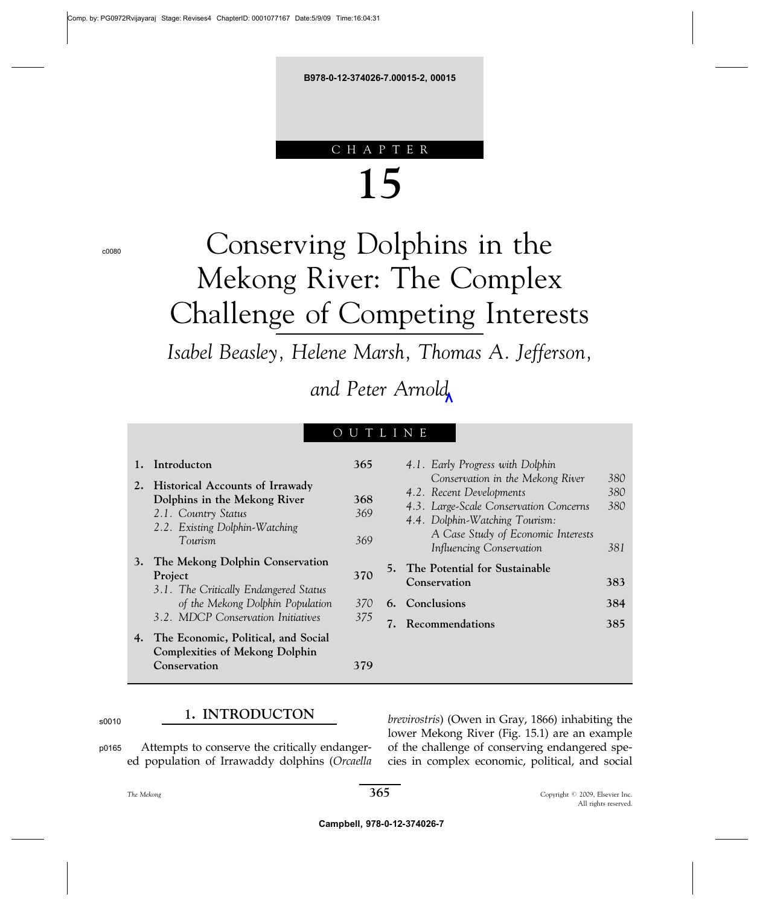CHAPTER

# 15

# Conserving Dolphins in the Mekong River: The Complex Challenge of Competing Interests

*Isabel Beasley, Helene Marsh, Thomas A. Jefferson, and Peter Arnold*

OUTLINE

| | | |
|---|---|---|
| **1. Introducton** | | **365** |
| **2. Historical Accounts of Irrawady Dolphins in the Mekong River** | | **368** |
| | *2.1. Country Status* | *369* |
| | *2.2. Existing Dolphin-Watching Tourism* | *369* |
| **3. The Mekong Dolphin Conservation Project** | | **370** |
| | *3.1. The Critically Endangered Status of the Mekong Dolphin Population* | *370* |
| | *3.2. MDCP Conservation Initiatives* | *375* |
| **4. The Economic, Political, and Social Complexities of Mekong Dolphin Conservation** | | **379** |
| | *4.1. Early Progress with Dolphin Conservation in the Mekong River* | *380* |
| | *4.2. Recent Developments* | *380* |
| | *4.3. Large-Scale Conservation Concerns* | *380* |
| | *4.4. Dolphin-Watching Tourism: A Case Study of Economic Interests Influencing Conservation* | *381* |
| **5. The Potential for Sustainable Conservation** | | **383** |
| **6. Conclusions** | | **384** |
| **7. Recommendations** | | **385** |

## 1. INTRODUCTON

Attempts to conserve the critically endangered population of Irrawaddy dolphins (*Orcaella brevirostris*) (Owen in Gray, 1866) inhabiting the lower Mekong River (Fig. 15.1) are an example of the challenge of conserving endangered species in complex economic, political, and social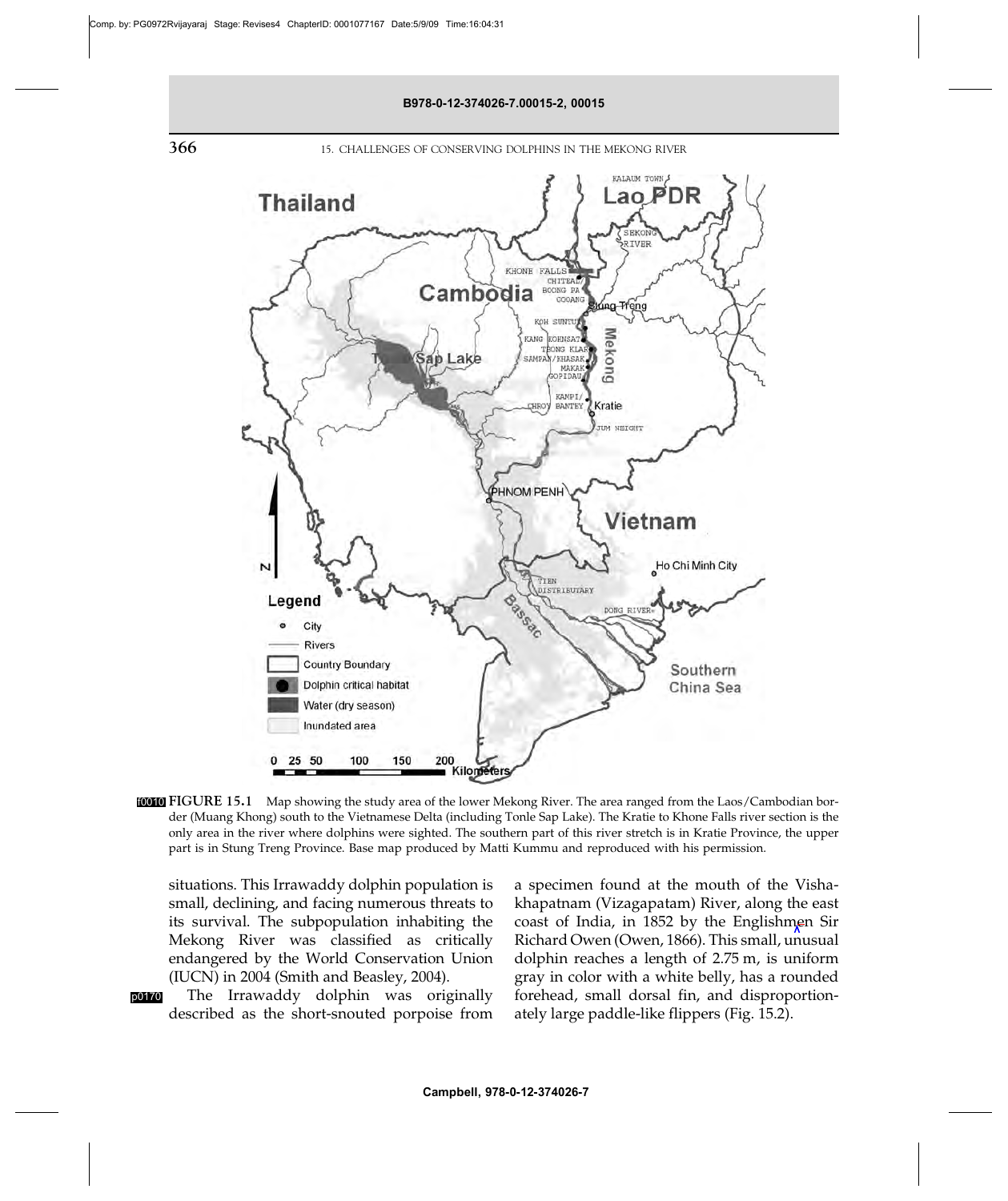**FIGURE 15.1** Map showing the study area of the lower Mekong River. The area ranged from the Laos/Cambodian border (Muang Khong) south to the Vietnamese Delta (including Tonle Sap Lake). The Kratie to Khone Falls river section is the only area in the river where dolphins were sighted. The southern part of this river stretch is in Kratie Province, the upper part is in Stung Treng Province. Base map produced by Matti Kummu and reproduced with his permission.

situations. This Irrawaddy dolphin population is small, declining, and facing numerous threats to its survival. The subpopulation inhabiting the Mekong River was classified as critically endangered by the World Conservation Union (IUCN) in 2004 (Smith and Beasley, 2004).

The Irrawaddy dolphin was originally described as the short-snouted porpoise from a specimen found at the mouth of the Vishakhapatnam (Vizagapatam) River, along the east coast of India, in 1852 by the Englishmen Sir Richard Owen (Owen, 1866). This small, unusual dolphin reaches a length of 2.75 m, is uniform gray in color with a white belly, has a rounded forehead, small dorsal fin, and disproportionately large paddle-like flippers (Fig. 15.2).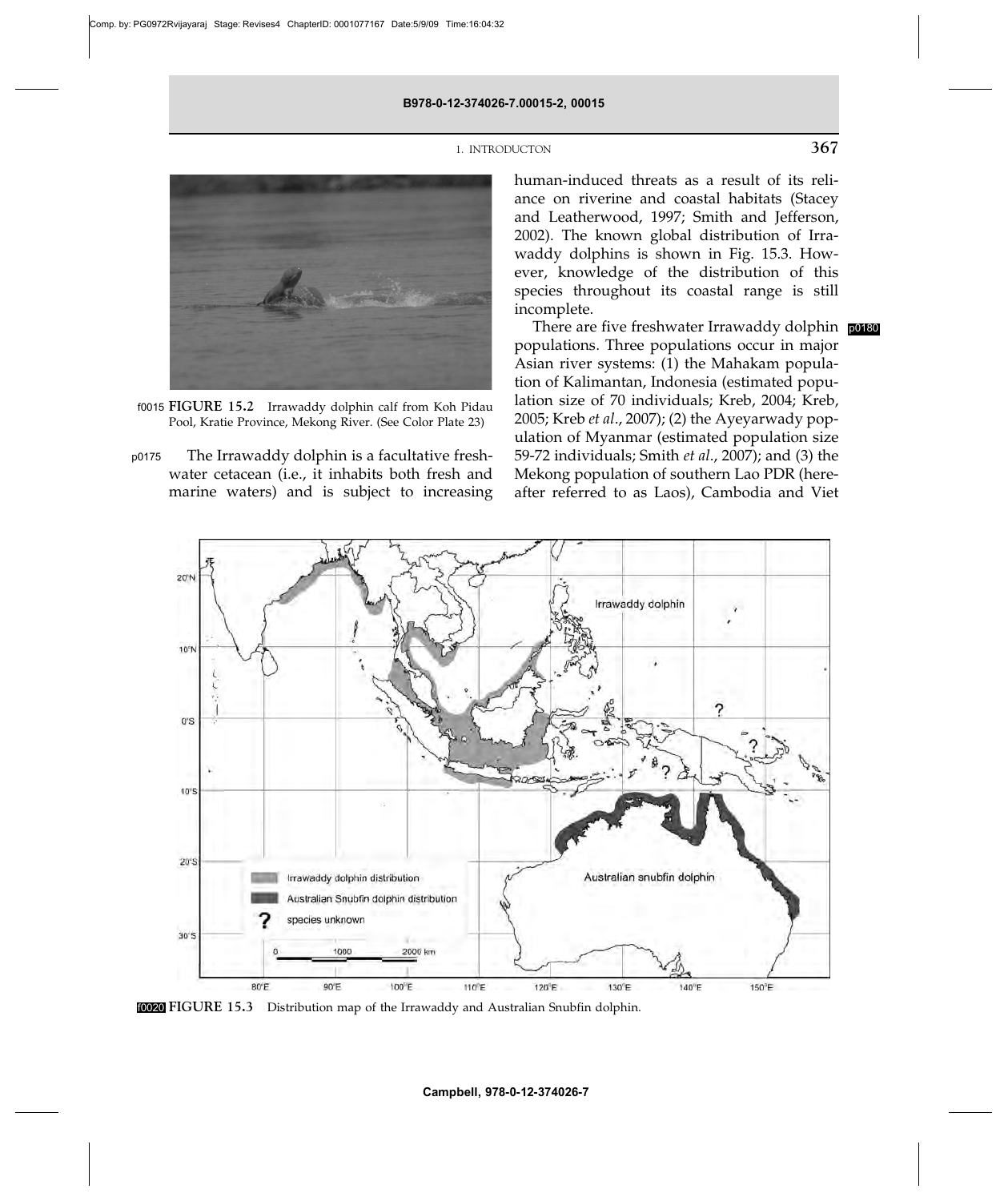FIGURE 15.2 Irrawaddy dolphin calf from Koh Pidau Pool, Kratie Province, Mekong River. (See Color Plate 23)

The Irrawaddy dolphin is a facultative freshwater cetacean (i.e., it inhabits both fresh and marine waters) and is subject to increasing human-induced threats as a result of its reliance on riverine and coastal habitats (Stacey and Leatherwood, 1997; Smith and Jefferson, 2002). The known global distribution of Irrawaddy dolphins is shown in Fig. 15.3. However, knowledge of the distribution of this species throughout its coastal range is still incomplete.

There are five freshwater Irrawaddy dolphin populations. Three populations occur in major Asian river systems: (1) the Mahakam population of Kalimantan, Indonesia (estimated population size of 70 individuals; Kreb, 2004; Kreb, 2005; Kreb *et al.*, 2007); (2) the Ayeyarwady population of Myanmar (estimated population size 59-72 individuals; Smith *et al.*, 2007); and (3) the Mekong population of southern Lao PDR (hereafter referred to as Laos), Cambodia and Viet

FIGURE 15.3 Distribution map of the Irrawaddy and Australian Snubfin dolphin.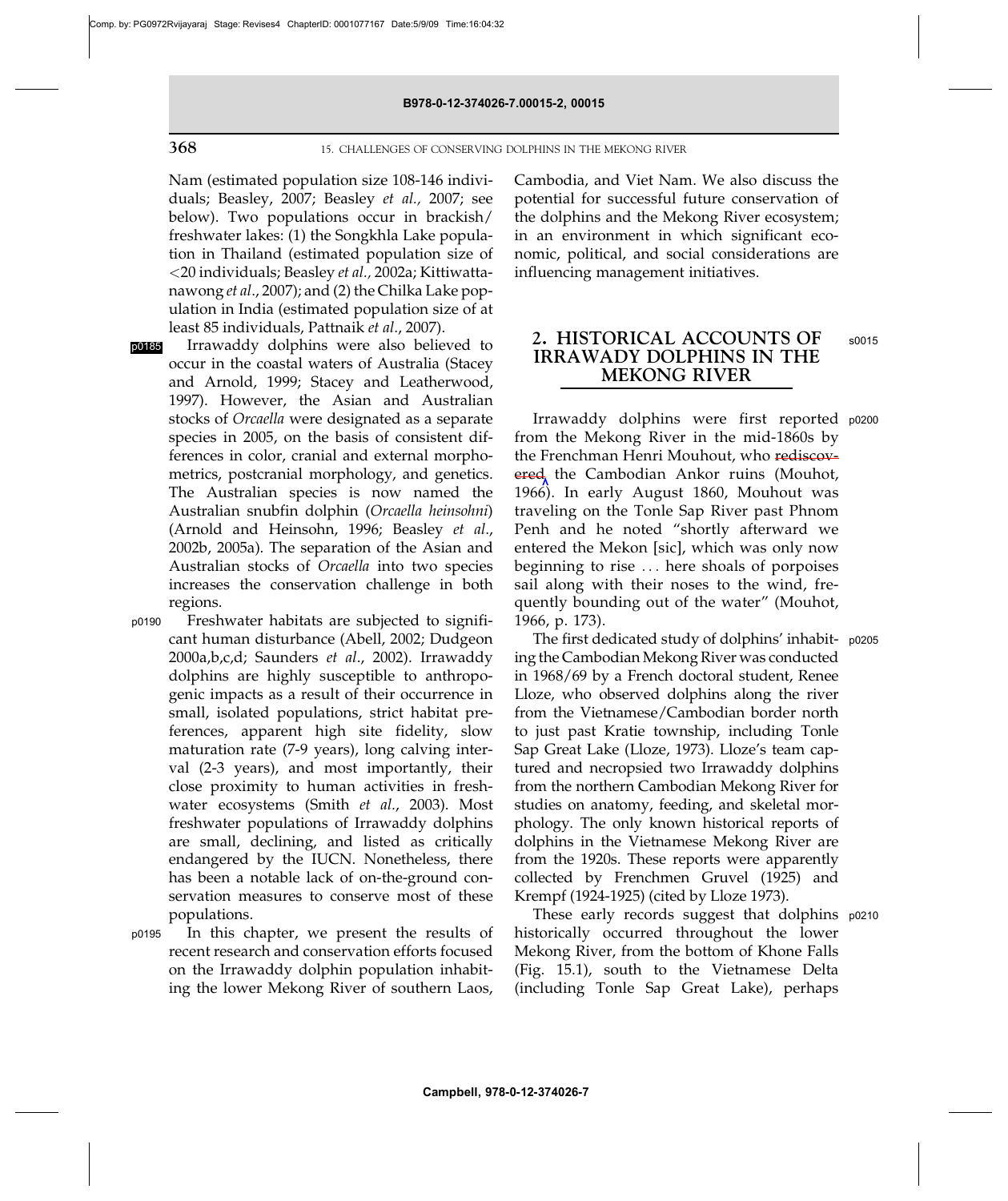Nam (estimated population size 108-146 individuals; Beasley, 2007; Beasley *et al.,* 2007; see below). Two populations occur in brackish/freshwater lakes: (1) the Songkhla Lake population in Thailand (estimated population size of <20 individuals; Beasley *et al.,* 2002a; Kittiwattanawong *et al*., 2007); and (2) the Chilka Lake population in India (estimated population size of at least 85 individuals, Pattnaik *et al*., 2007).

Irrawaddy dolphins were also believed to occur in the coastal waters of Australia (Stacey and Arnold, 1999; Stacey and Leatherwood, 1997). However, the Asian and Australian stocks of *Orcaella* were designated as a separate species in 2005, on the basis of consistent differences in color, cranial and external morphometrics, postcranial morphology, and genetics. The Australian species is now named the Australian snubfin dolphin (*Orcaella heinsohni*) (Arnold and Heinsohn, 1996; Beasley *et al*., 2002b, 2005a). The separation of the Asian and Australian stocks of *Orcaella* into two species increases the conservation challenge in both regions.

Freshwater habitats are subjected to significant human disturbance (Abell, 2002; Dudgeon 2000a,b,c,d; Saunders *et al*., 2002). Irrawaddy dolphins are highly susceptible to anthropogenic impacts as a result of their occurrence in small, isolated populations, strict habitat preferences, apparent high site fidelity, slow maturation rate (7-9 years), long calving interval (2-3 years), and most importantly, their close proximity to human activities in freshwater ecosystems (Smith *et al*., 2003). Most freshwater populations of Irrawaddy dolphins are small, declining, and listed as critically endangered by the IUCN. Nonetheless, there has been a notable lack of on-the-ground conservation measures to conserve most of these populations.

In this chapter, we present the results of recent research and conservation efforts focused on the Irrawaddy dolphin population inhabiting the lower Mekong River of southern Laos, Cambodia, and Viet Nam. We also discuss the potential for successful future conservation of the dolphins and the Mekong River ecosystem; in an environment in which significant economic, political, and social considerations are influencing management initiatives.

## 2. HISTORICAL ACCOUNTS OF IRRAWADDY DOLPHINS IN THE MEKONG RIVER

Irrawaddy dolphins were first reported from the Mekong River in the mid-1860s by the Frenchman Henri Mouhout, who rediscovered the Cambodian Ankor ruins (Mouhot, 1966). In early August 1860, Mouhout was traveling on the Tonle Sap River past Phnom Penh and he noted "shortly afterward we entered the Mekon [sic], which was only now beginning to rise ... here shoals of porpoises sail along with their noses to the wind, frequently bounding out of the water" (Mouhot, 1966, p. 173).

The first dedicated study of dolphins' inhabiting the Cambodian Mekong River was conducted in 1968/69 by a French doctoral student, Renee Lloze, who observed dolphins along the river from the Vietnamese/Cambodian border north to just past Kratie township, including Tonle Sap Great Lake (Lloze, 1973). Lloze's team captured and necropsied two Irrawaddy dolphins from the northern Cambodian Mekong River for studies on anatomy, feeding, and skeletal morphology. The only known historical reports of dolphins in the Vietnamese Mekong River are from the 1920s. These reports were apparently collected by Frenchmen Gruvel (1925) and Krempf (1924-1925) (cited by Lloze 1973).

These early records suggest that dolphins historically occurred throughout the lower Mekong River, from the bottom of Khone Falls (Fig. 15.1), south to the Vietnamese Delta (including Tonle Sap Great Lake), perhaps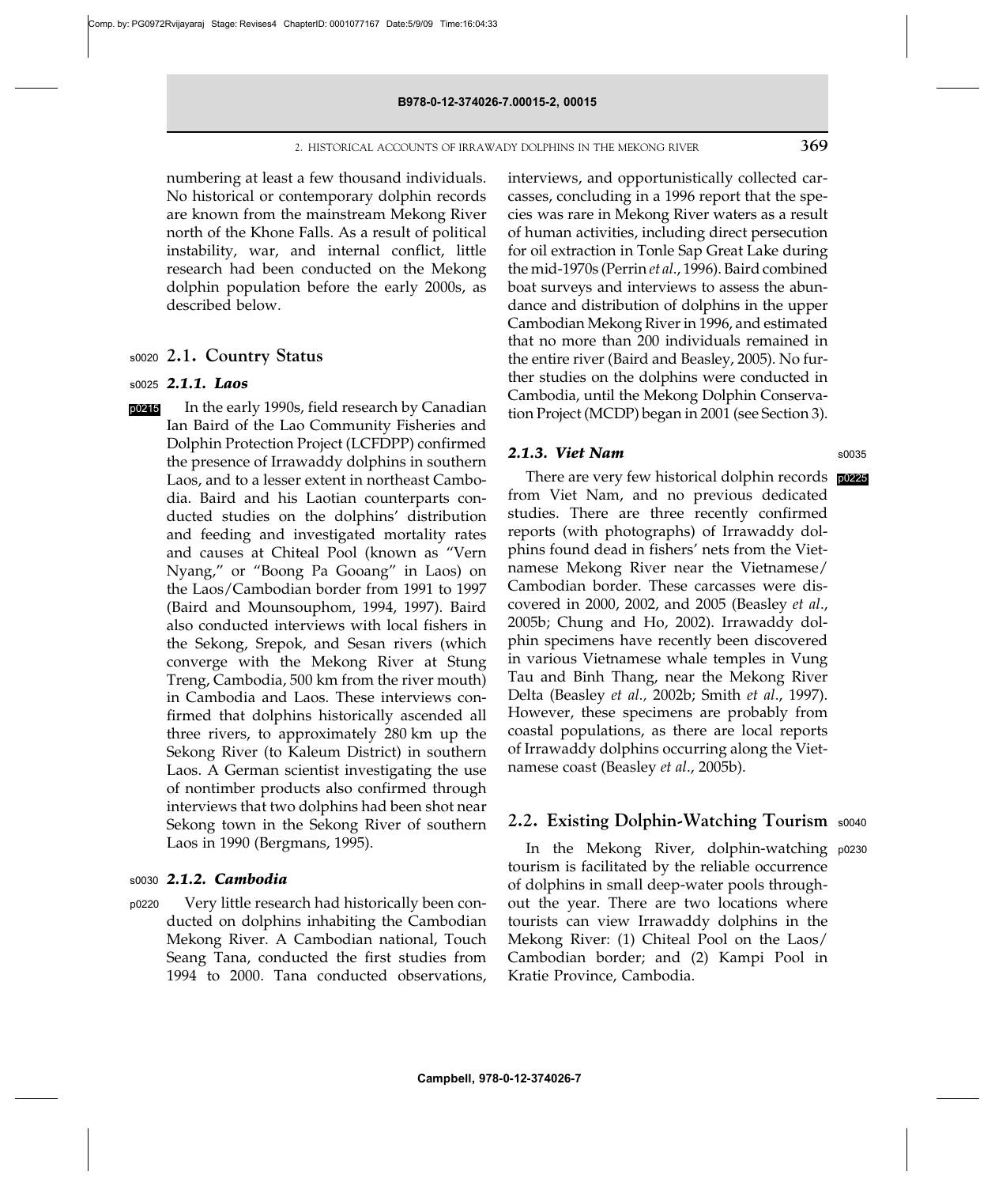numbering at least a few thousand individuals. No historical or contemporary dolphin records are known from the mainstream Mekong River north of the Khone Falls. As a result of political instability, war, and internal conflict, little research had been conducted on the Mekong dolphin population before the early 2000s, as described below.

## 2.1. Country Status

### 2.1.1. Laos

In the early 1990s, field research by Canadian Ian Baird of the Lao Community Fisheries and Dolphin Protection Project (LCFDPP) confirmed the presence of Irrawaddy dolphins in southern Laos, and to a lesser extent in northeast Cambodia. Baird and his Laotian counterparts conducted studies on the dolphins' distribution and feeding and investigated mortality rates and causes at Chiteal Pool (known as "Vern Nyang," or "Boong Pa Gooang" in Laos) on the Laos/Cambodian border from 1991 to 1997 (Baird and Mounsouphom, 1994, 1997). Baird also conducted interviews with local fishers in the Sekong, Srepok, and Sesan rivers (which converge with the Mekong River at Stung Treng, Cambodia, 500 km from the river mouth) in Cambodia and Laos. These interviews confirmed that dolphins historically ascended all three rivers, to approximately 280 km up the Sekong River (to Kaleum District) in southern Laos. A German scientist investigating the use of nontimber products also confirmed through interviews that two dolphins had been shot near Sekong town in the Sekong River of southern Laos in 1990 (Bergmans, 1995).

### 2.1.2. Cambodia

Very little research had historically been conducted on dolphins inhabiting the Cambodian Mekong River. A Cambodian national, Touch Seang Tana, conducted the first studies from 1994 to 2000. Tana conducted observations, interviews, and opportunistically collected carcasses, concluding in a 1996 report that the species was rare in Mekong River waters as a result of human activities, including direct persecution for oil extraction in Tonle Sap Great Lake during the mid-1970s (Perrin *et al.*, 1996). Baird combined boat surveys and interviews to assess the abundance and distribution of dolphins in the upper Cambodian Mekong River in 1996, and estimated that no more than 200 individuals remained in the entire river (Baird and Beasley, 2005). No further studies on the dolphins were conducted in Cambodia, until the Mekong Dolphin Conservation Project (MCDP) began in 2001 (see Section 3).

### 2.1.3. Viet Nam

There are very few historical dolphin records from Viet Nam, and no previous dedicated studies. There are three recently confirmed reports (with photographs) of Irrawaddy dolphins found dead in fishers' nets from the Vietnamese Mekong River near the Vietnamese/Cambodian border. These carcasses were discovered in 2000, 2002, and 2005 (Beasley *et al.*, 2005b; Chung and Ho, 2002). Irrawaddy dolphin specimens have recently been discovered in various Vietnamese whale temples in Vung Tau and Binh Thang, near the Mekong River Delta (Beasley *et al.*, 2002b; Smith *et al.*, 1997). However, these specimens are probably from coastal populations, as there are local reports of Irrawaddy dolphins occurring along the Vietnamese coast (Beasley *et al.*, 2005b).

## 2.2. Existing Dolphin-Watching Tourism

In the Mekong River, dolphin-watching tourism is facilitated by the reliable occurrence of dolphins in small deep-water pools throughout the year. There are two locations where tourists can view Irrawaddy dolphins in the Mekong River: (1) Chiteal Pool on the Laos/Cambodian border; and (2) Kampi Pool in Kratie Province, Cambodia.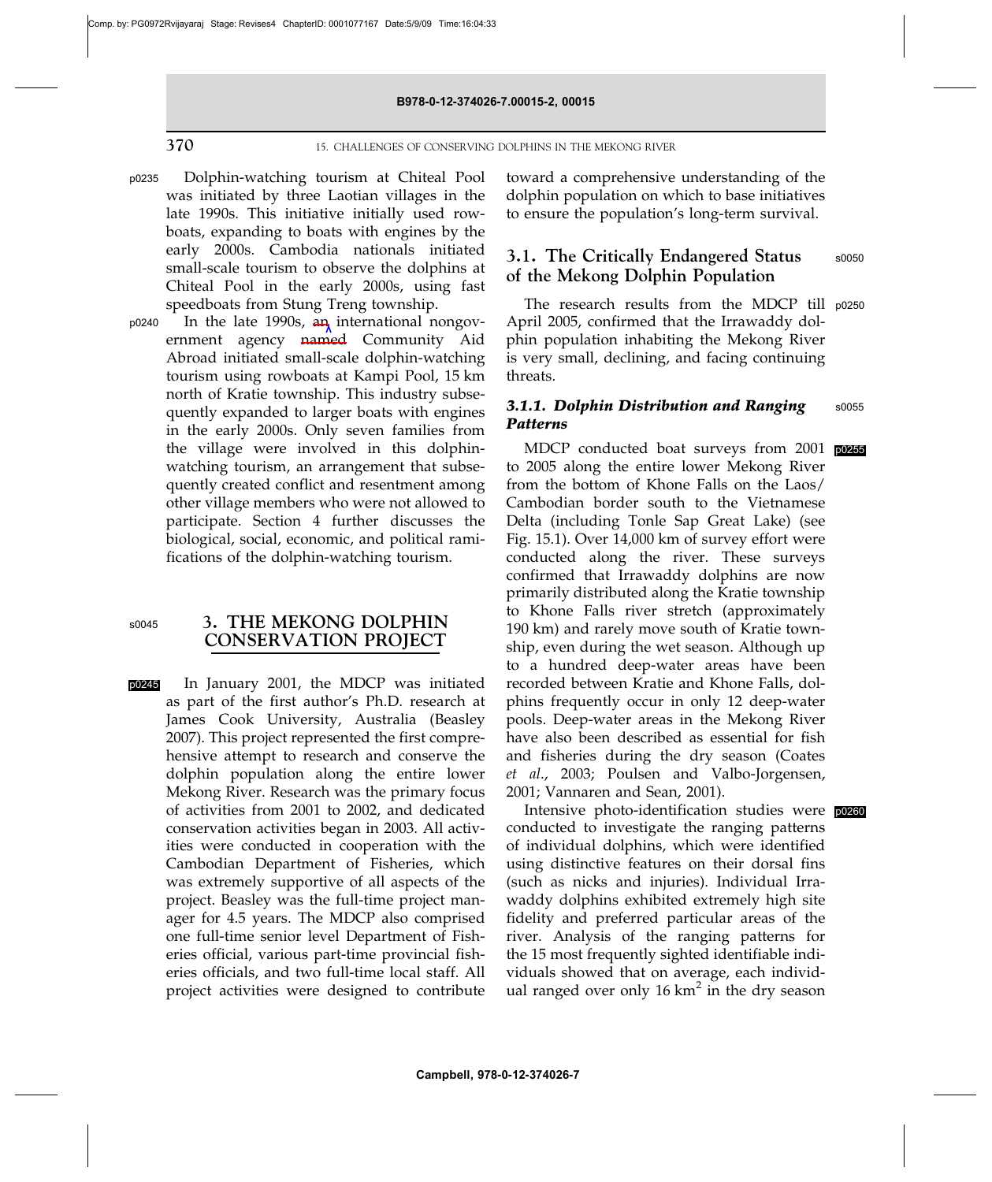Dolphin-watching tourism at Chiteal Pool was initiated by three Laotian villages in the late 1990s. This initiative initially used rowboats, expanding to boats with engines by the early 2000s. Cambodia nationals initiated small-scale tourism to observe the dolphins at Chiteal Pool in the early 2000s, using fast speedboats from Stung Treng township.

In the late 1990s, an international nongovernment agency named Community Aid Abroad initiated small-scale dolphin-watching tourism using rowboats at Kampi Pool, 15 km north of Kratie township. This industry subsequently expanded to larger boats with engines in the early 2000s. Only seven families from the village were involved in this dolphin-watching tourism, an arrangement that subsequently created conflict and resentment among other village members who were not allowed to participate. Section 4 further discusses the biological, social, economic, and political ramifications of the dolphin-watching tourism.

## 3. THE MEKONG DOLPHIN CONSERVATION PROJECT

In January 2001, the MDCP was initiated as part of the first author's Ph.D. research at James Cook University, Australia (Beasley 2007). This project represented the first comprehensive attempt to research and conserve the dolphin population along the entire lower Mekong River. Research was the primary focus of activities from 2001 to 2002, and dedicated conservation activities began in 2003. All activities were conducted in cooperation with the Cambodian Department of Fisheries, which was extremely supportive of all aspects of the project. Beasley was the full-time project manager for 4.5 years. The MDCP also comprised one full-time senior level Department of Fisheries official, various part-time provincial fisheries officials, and two full-time local staff. All project activities were designed to contribute toward a comprehensive understanding of the dolphin population on which to base initiatives to ensure the population's long-term survival.

### 3.1. The Critically Endangered Status of the Mekong Dolphin Population

The research results from the MDCP till April 2005, confirmed that the Irrawaddy dolphin population inhabiting the Mekong River is very small, declining, and facing continuing threats.

#### *3.1.1. Dolphin Distribution and Ranging Patterns*

MDCP conducted boat surveys from 2001 to 2005 along the entire lower Mekong River from the bottom of Khone Falls on the Laos/Cambodian border south to the Vietnamese Delta (including Tonle Sap Great Lake) (see Fig. 15.1). Over 14,000 km of survey effort were conducted along the river. These surveys confirmed that Irrawaddy dolphins are now primarily distributed along the Kratie township to Khone Falls river stretch (approximately 190 km) and rarely move south of Kratie township, even during the wet season. Although up to a hundred deep-water areas have been recorded between Kratie and Khone Falls, dolphins frequently occur in only 12 deep-water pools. Deep-water areas in the Mekong River have also been described as essential for fish and fisheries during the dry season (Coates *et al*., 2003; Poulsen and Valbo-Jorgensen, 2001; Vannaren and Sean, 2001).

Intensive photo-identification studies were conducted to investigate the ranging patterns of individual dolphins, which were identified using distinctive features on their dorsal fins (such as nicks and injuries). Individual Irrawaddy dolphins exhibited extremely high site fidelity and preferred particular areas of the river. Analysis of the ranging patterns for the 15 most frequently sighted identifiable individuals showed that on average, each individual ranged over only 16 km$^2$ in the dry season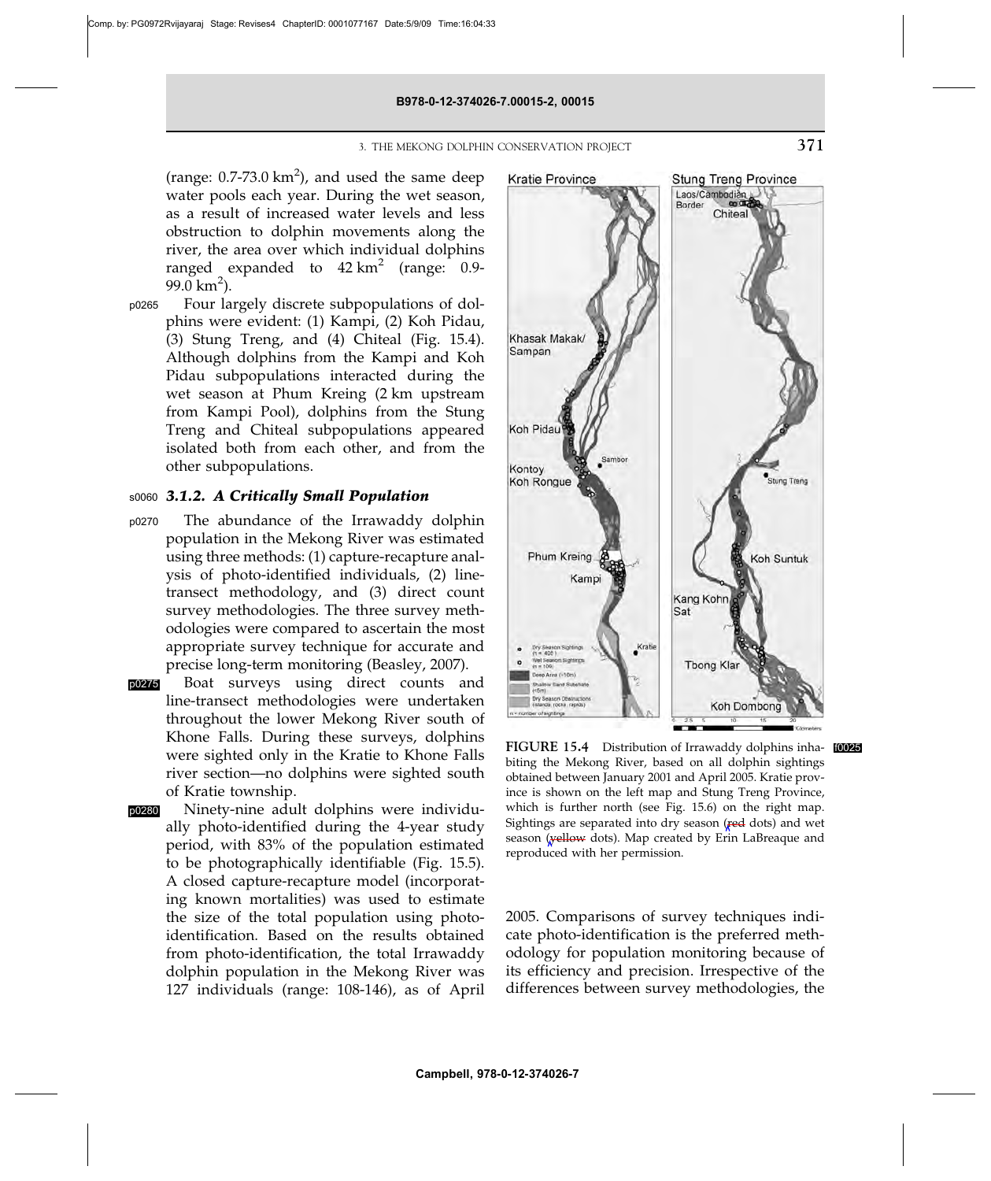(range: 0.7-73.0 km$^2$), and used the same deep water pools each year. During the wet season, as a result of increased water levels and less obstruction to dolphin movements along the river, the area over which individual dolphins ranged expanded to 42 km$^2$ (range: 0.9-99.0 km$^2$).

Four largely discrete subpopulations of dolphins were evident: (1) Kampi, (2) Koh Pidau, (3) Stung Treng, and (4) Chiteal (Fig. 15.4). Although dolphins from the Kampi and Koh Pidau subpopulations interacted during the wet season at Phum Kreing (2 km upstream from Kampi Pool), dolphins from the Stung Treng and Chiteal subpopulations appeared isolated both from each other, and from the other subpopulations.

### 3.1.2. A Critically Small Population

The abundance of the Irrawaddy dolphin population in the Mekong River was estimated using three methods: (1) capture-recapture analysis of photo-identified individuals, (2) line-transect methodology, and (3) direct count survey methodologies. The three survey methodologies were compared to ascertain the most appropriate survey technique for accurate and precise long-term monitoring (Beasley, 2007).

Boat surveys using direct counts and line-transect methodologies were undertaken throughout the lower Mekong River south of Khone Falls. During these surveys, dolphins were sighted only in the Kratie to Khone Falls river section—no dolphins were sighted south of Kratie township.

Ninety-nine adult dolphins were individually photo-identified during the 4-year study period, with 83% of the population estimated to be photographically identifiable (Fig. 15.5). A closed capture-recapture model (incorporating known mortalities) was used to estimate the size of the total population using photo-identification. Based on the results obtained from photo-identification, the total Irrawaddy dolphin population in the Mekong River was 127 individuals (range: 108-146), as of April 2005. Comparisons of survey techniques indicate photo-identification is the preferred methodology for population monitoring because of its efficiency and precision. Irrespective of the differences between survey methodologies, the

**FIGURE 15.4** Distribution of Irrawaddy dolphins inhabiting the Mekong River, based on all dolphin sightings obtained between January 2001 and April 2005. Kratie province is shown on the left map and Stung Treng Province, which is further north (see Fig. 15.6) on the right map. Sightings are separated into dry season (red dots) and wet season (yellow dots). Map created by Erin LaBreaque and reproduced with her permission.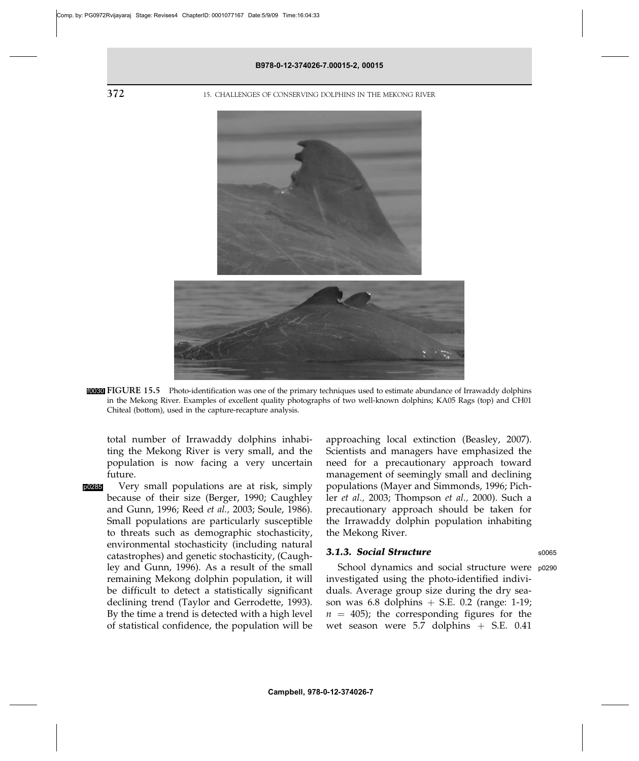**FIGURE 15.5** Photo-identification was one of the primary techniques used to estimate abundance of Irrawaddy dolphins in the Mekong River. Examples of excellent quality photographs of two well-known dolphins; KA05 Rags (top) and CH01 Chiteal (bottom), used in the capture-recapture analysis.

total number of Irrawaddy dolphins inhabiting the Mekong River is very small, and the population is now facing a very uncertain future.

Very small populations are at risk, simply because of their size (Berger, 1990; Caughley and Gunn, 1996; Reed *et al.,* 2003; Soule, 1986). Small populations are particularly susceptible to threats such as demographic stochasticity, environmental stochasticity (including natural catastrophes) and genetic stochasticity, (Caughley and Gunn, 1996). As a result of the small remaining Mekong dolphin population, it will be difficult to detect a statistically significant declining trend (Taylor and Gerrodette, 1993). By the time a trend is detected with a high level of statistical confidence, the population will be approaching local extinction (Beasley, 2007). Scientists and managers have emphasized the need for a precautionary approach toward management of seemingly small and declining populations (Mayer and Simmonds, 1996; Pichler *et al.,* 2003; Thompson *et al.,* 2000). Such a precautionary approach should be taken for the Irrawaddy dolphin population inhabiting the Mekong River.

### 3.1.3. Social Structure

School dynamics and social structure were investigated using the photo-identified individuals. Average group size during the dry season was 6.8 dolphins + S.E. 0.2 (range: 1-19; $n = 405$); the corresponding figures for the wet season were 5.7 dolphins + S.E. 0.41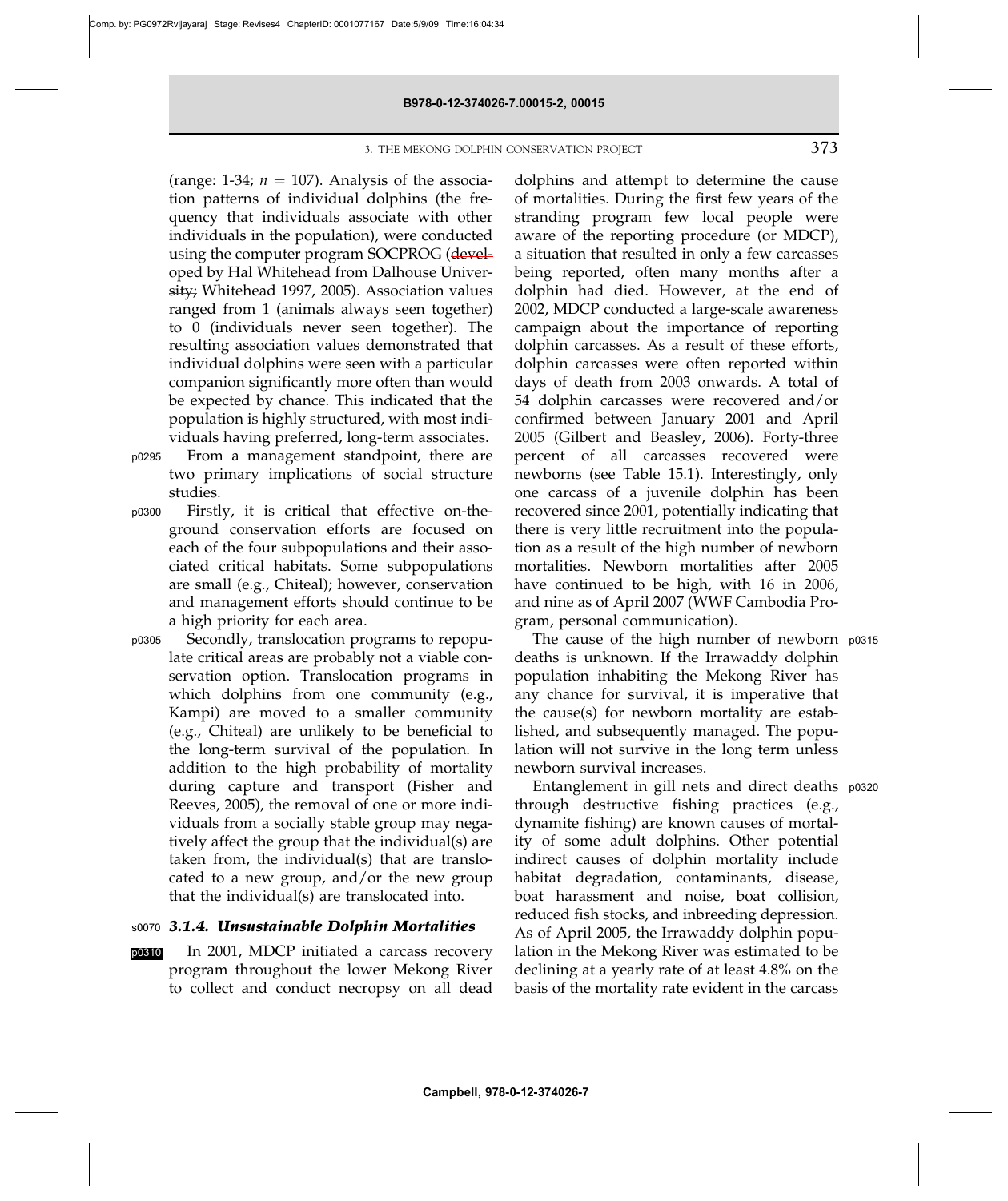(range: 1-34; $n = 107$). Analysis of the association patterns of individual dolphins (the frequency that individuals associate with other individuals in the population), were conducted using the computer program SOCPROG (developed by Hal Whitehead from Dalhouse University; Whitehead 1997, 2005). Association values ranged from 1 (animals always seen together) to 0 (individuals never seen together). The resulting association values demonstrated that individual dolphins were seen with a particular companion significantly more often than would be expected by chance. This indicated that the population is highly structured, with most individuals having preferred, long-term associates.

From a management standpoint, there are two primary implications of social structure studies.

Firstly, it is critical that effective on-the-ground conservation efforts are focused on each of the four subpopulations and their associated critical habitats. Some subpopulations are small (e.g., Chiteal); however, conservation and management efforts should continue to be a high priority for each area.

Secondly, translocation programs to repopulate critical areas are probably not a viable conservation option. Translocation programs in which dolphins from one community (e.g., Kampi) are moved to a smaller community (e.g., Chiteal) are unlikely to be beneficial to the long-term survival of the population. In addition to the high probability of mortality during capture and transport (Fisher and Reeves, 2005), the removal of one or more individuals from a socially stable group may negatively affect the group that the individual(s) are taken from, the individual(s) that are translocated to a new group, and/or the new group that the individual(s) are translocated into.

### *3.1.4. Unsustainable Dolphin Mortalities*

In 2001, MDCP initiated a carcass recovery program throughout the lower Mekong River to collect and conduct necropsy on all dead dolphins and attempt to determine the cause of mortalities. During the first few years of the stranding program few local people were aware of the reporting procedure (or MDCP), a situation that resulted in only a few carcasses being reported, often many months after a dolphin had died. However, at the end of 2002, MDCP conducted a large-scale awareness campaign about the importance of reporting dolphin carcasses. As a result of these efforts, dolphin carcasses were often reported within days of death from 2003 onwards. A total of 54 dolphin carcasses were recovered and/or confirmed between January 2001 and April 2005 (Gilbert and Beasley, 2006). Forty-three percent of all carcasses recovered were newborns (see Table 15.1). Interestingly, only one carcass of a juvenile dolphin has been recovered since 2001, potentially indicating that there is very little recruitment into the population as a result of the high number of newborn mortalities. Newborn mortalities after 2005 have continued to be high, with 16 in 2006, and nine as of April 2007 (WWF Cambodia Program, personal communication).

The cause of the high number of newborn deaths is unknown. If the Irrawaddy dolphin population inhabiting the Mekong River has any chance for survival, it is imperative that the cause(s) for newborn mortality are established, and subsequently managed. The population will not survive in the long term unless newborn survival increases.

Entanglement in gill nets and direct deaths through destructive fishing practices (e.g., dynamite fishing) are known causes of mortality of some adult dolphins. Other potential indirect causes of dolphin mortality include habitat degradation, contaminants, disease, boat harassment and noise, boat collision, reduced fish stocks, and inbreeding depression. As of April 2005, the Irrawaddy dolphin population in the Mekong River was estimated to be declining at a yearly rate of at least 4.8% on the basis of the mortality rate evident in the carcass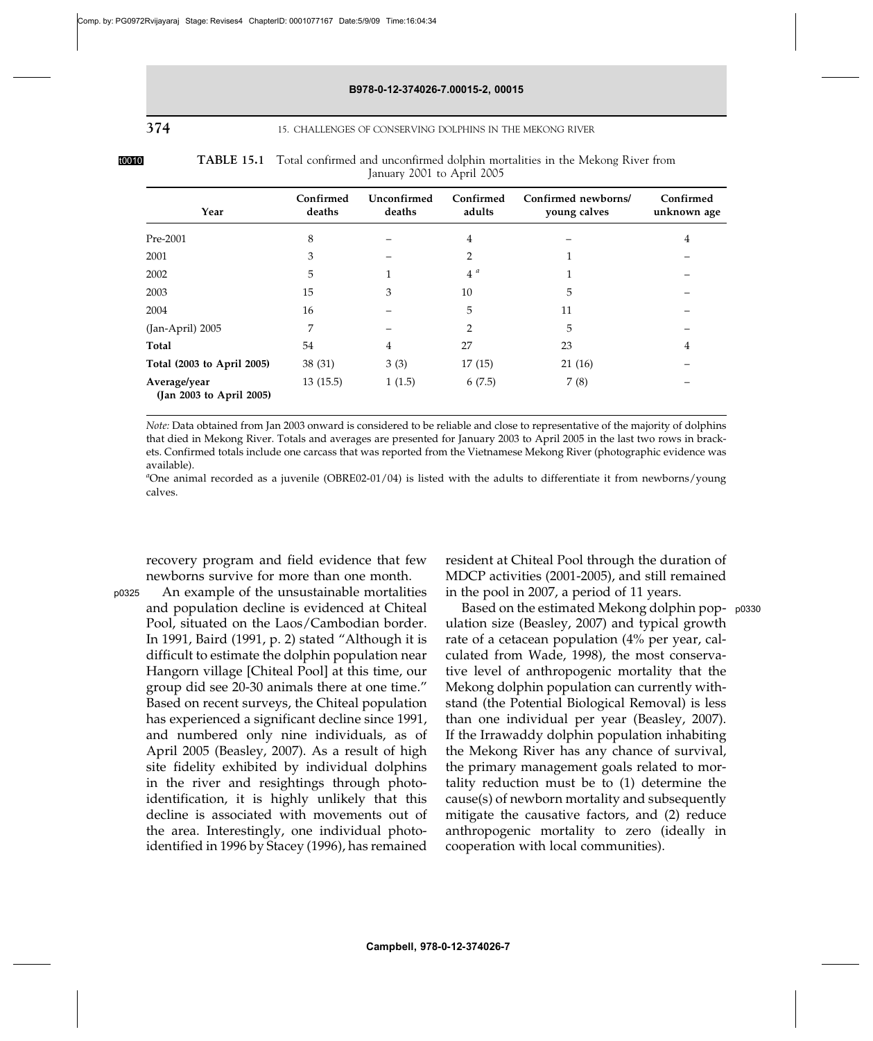**TABLE 15.1** Total confirmed and unconfirmed dolphin mortalities in the Mekong River from January 2001 to April 2005

| Year | Confirmed deaths | Unconfirmed deaths | Confirmed adults | Confirmed newborns/ young calves | Confirmed unknown age |
|---|---|---|---|---|---|
| Pre-2001 | 8 | – | 4 | – | 4 |
| 2001 | 3 | – | 2 | 1 | – |
| 2002 | 5 | 1 | 4 [a] | 1 | – |
| 2003 | 15 | 3 | 10 | 5 | – |
| 2004 | 16 | – | 5 | 11 | – |
| (Jan-April) 2005 | 7 | – | 2 | 5 | – |
| **Total** | 54 | 4 | 27 | 23 | 4 |
| **Total (2003 to April 2005)** | 38 (31) | 3 (3) | 17 (15) | 21 (16) | – |
| **Average/year (Jan 2003 to April 2005)** | 13 (15.5) | 1 (1.5) | 6 (7.5) | 7 (8) | – |

*Note:* Data obtained from Jan 2003 onward is considered to be reliable and close to representative of the majority of dolphins that died in Mekong River. Totals and averages are presented for January 2003 to April 2005 in the last two rows in brackets. Confirmed totals include one carcass that was reported from the Vietnamese Mekong River (photographic evidence was available).

[a]One animal recorded as a juvenile (OBRE02-01/04) is listed with the adults to differentiate it from newborns/young calves.

recovery program and field evidence that few newborns survive for more than one month.

An example of the unsustainable mortalities and population decline is evidenced at Chiteal Pool, situated on the Laos/Cambodian border. In 1991, Baird (1991, p. 2) stated "Although it is difficult to estimate the dolphin population near Hangorn village [Chiteal Pool] at this time, our group did see 20-30 animals there at one time." Based on recent surveys, the Chiteal population has experienced a significant decline since 1991, and numbered only nine individuals, as of April 2005 (Beasley, 2007). As a result of high site fidelity exhibited by individual dolphins in the river and resightings through photo-identification, it is highly unlikely that this decline is associated with movements out of the area. Interestingly, one individual photo-identified in 1996 by Stacey (1996), has remained resident at Chiteal Pool through the duration of MDCP activities (2001-2005), and still remained in the pool in 2007, a period of 11 years.

Based on the estimated Mekong dolphin population size (Beasley, 2007) and typical growth rate of a cetacean population (4% per year, calculated from Wade, 1998), the most conservative level of anthropogenic mortality that the Mekong dolphin population can currently withstand (the Potential Biological Removal) is less than one individual per year (Beasley, 2007). If the Irrawaddy dolphin population inhabiting the Mekong River has any chance of survival, the primary management goals related to mortality reduction must be to (1) determine the cause(s) of newborn mortality and subsequently mitigate the causative factors, and (2) reduce anthropogenic mortality to zero (ideally in cooperation with local communities).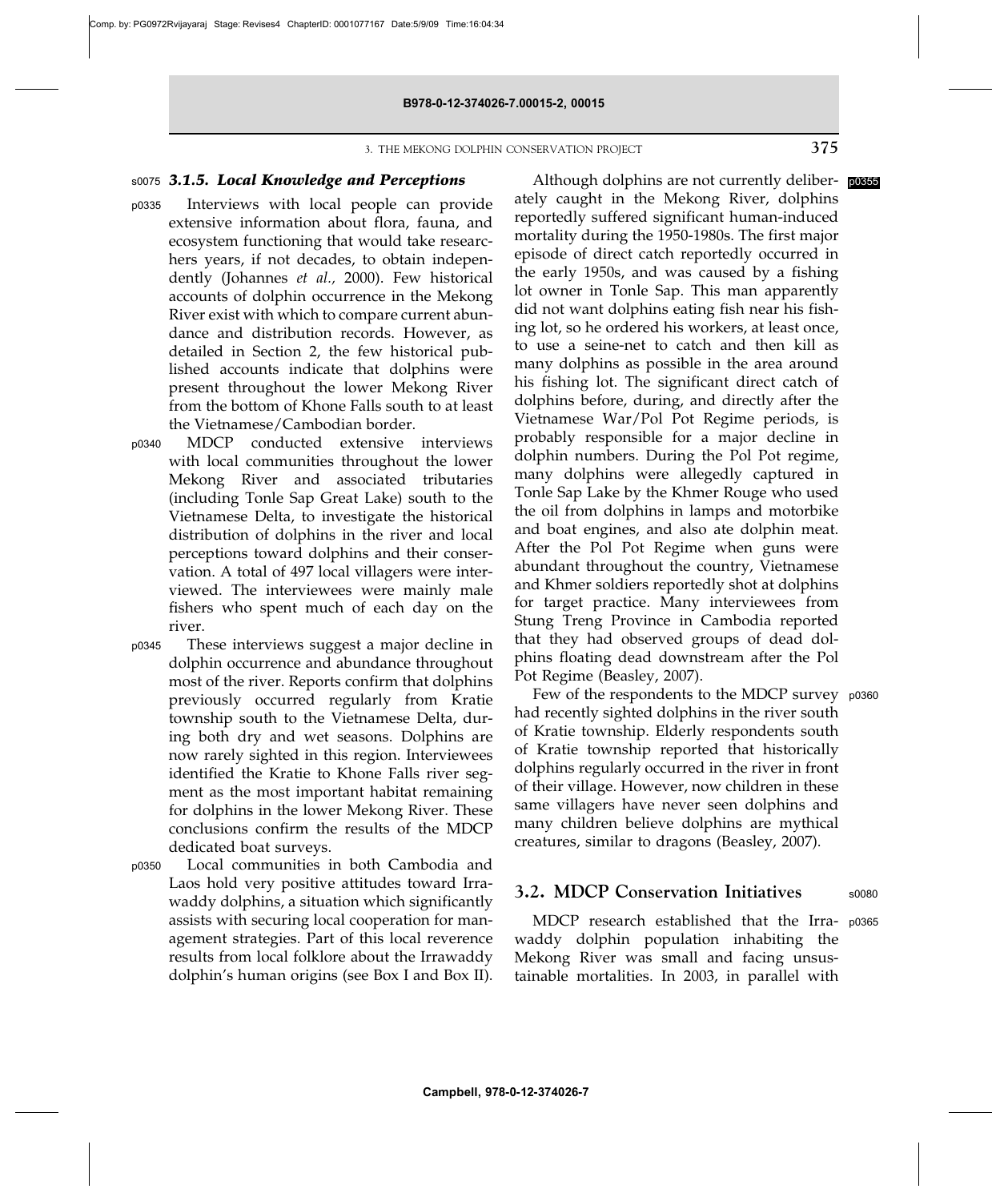### 3.1.5. Local Knowledge and Perceptions

Interviews with local people can provide extensive information about flora, fauna, and ecosystem functioning that would take researchers years, if not decades, to obtain independently (Johannes *et al.*, 2000). Few historical accounts of dolphin occurrence in the Mekong River exist with which to compare current abundance and distribution records. However, as detailed in Section 2, the few historical published accounts indicate that dolphins were present throughout the lower Mekong River from the bottom of Khone Falls south to at least the Vietnamese/Cambodian border.

MDCP conducted extensive interviews with local communities throughout the lower Mekong River and associated tributaries (including Tonle Sap Great Lake) south to the Vietnamese Delta, to investigate the historical distribution of dolphins in the river and local perceptions toward dolphins and their conservation. A total of 497 local villagers were interviewed. The interviewees were mainly male fishers who spent much of each day on the river.

These interviews suggest a major decline in dolphin occurrence and abundance throughout most of the river. Reports confirm that dolphins previously occurred regularly from Kratie township south to the Vietnamese Delta, during both dry and wet seasons. Dolphins are now rarely sighted in this region. Interviewees identified the Kratie to Khone Falls river segment as the most important habitat remaining for dolphins in the lower Mekong River. These conclusions confirm the results of the MDCP dedicated boat surveys.

Local communities in both Cambodia and Laos hold very positive attitudes toward Irrawaddy dolphins, a situation which significantly assists with securing local cooperation for management strategies. Part of this local reverence results from local folklore about the Irrawaddy dolphin's human origins (see Box I and Box II).

Although dolphins are not currently deliberately caught in the Mekong River, dolphins reportedly suffered significant human-induced mortality during the 1950-1980s. The first major episode of direct catch reportedly occurred in the early 1950s, and was caused by a fishing lot owner in Tonle Sap. This man apparently did not want dolphins eating fish near his fishing lot, so he ordered his workers, at least once, to use a seine-net to catch and then kill as many dolphins as possible in the area around his fishing lot. The significant direct catch of dolphins before, during, and directly after the Vietnamese War/Pol Pot Regime periods, is probably responsible for a major decline in dolphin numbers. During the Pol Pot regime, many dolphins were allegedly captured in Tonle Sap Lake by the Khmer Rouge who used the oil from dolphins in lamps and motorbike and boat engines, and also ate dolphin meat. After the Pol Pot Regime when guns were abundant throughout the country, Vietnamese and Khmer soldiers reportedly shot at dolphins for target practice. Many interviewees from Stung Treng Province in Cambodia reported that they had observed groups of dead dolphins floating dead downstream after the Pol Pot Regime (Beasley, 2007).

Few of the respondents to the MDCP survey had recently sighted dolphins in the river south of Kratie township. Elderly respondents south of Kratie township reported that historically dolphins regularly occurred in the river in front of their village. However, now children in these same villagers have never seen dolphins and many children believe dolphins are mythical creatures, similar to dragons (Beasley, 2007).

## 3.2. MDCP Conservation Initiatives

MDCP research established that the Irrawaddy dolphin population inhabiting the Mekong River was small and facing unsustainable mortalities. In 2003, in parallel with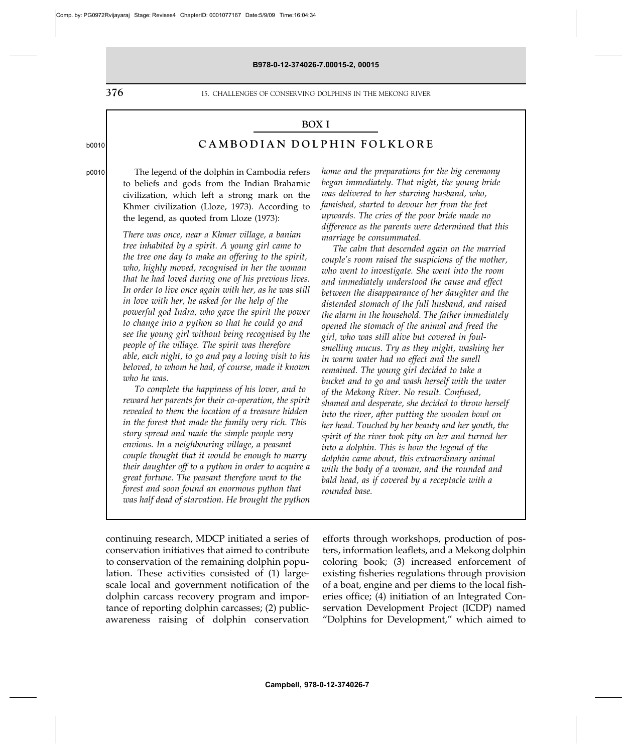## BOX I

### CAMBODIAN DOLPHIN FOLKLORE

The legend of the dolphin in Cambodia refers to beliefs and gods from the Indian Brahamic civilization, which left a strong mark on the Khmer civilization (Lloze, 1973). According to the legend, as quoted from Lloze (1973):

*There was once, near a Khmer village, a banian tree inhabited by a spirit. A young girl came to the tree one day to make an offering to the spirit, who, highly moved, recognised in her the woman that he had loved during one of his previous lives. In order to live once again with her, as he was still in love with her, he asked for the help of the powerful god Indra, who gave the spirit the power to change into a python so that he could go and see the young girl without being recognised by the people of the village. The spirit was therefore able, each night, to go and pay a loving visit to his beloved, to whom he had, of course, made it known who he was.*

*To complete the happiness of his lover, and to reward her parents for their co-operation, the spirit revealed to them the location of a treasure hidden in the forest that made the family very rich. This story spread and made the simple people very envious. In a neighbouring village, a peasant couple thought that it would be enough to marry their daughter off to a python in order to acquire a great fortune. The peasant therefore went to the forest and soon found an enormous python that was half dead of starvation. He brought the python home and the preparations for the big ceremony began immediately. That night, the young bride was delivered to her starving husband, who, famished, started to devour her from the feet upwards. The cries of the poor bride made no difference as the parents were determined that this marriage be consummated.*

*The calm that descended again on the married couple's room raised the suspicions of the mother, who went to investigate. She went into the room and immediately understood the cause and effect between the disappearance of her daughter and the distended stomach of the full husband, and raised the alarm in the household. The father immediately opened the stomach of the animal and freed the girl, who was still alive but covered in foul-smelling mucus. Try as they might, washing her in warm water had no effect and the smell remained. The young girl decided to take a bucket and to go and wash herself with the water of the Mekong River. No result. Confused, shamed and desperate, she decided to throw herself into the river, after putting the wooden bowl on her head. Touched by her beauty and her youth, the spirit of the river took pity on her and turned her into a dolphin. This is how the legend of the dolphin came about, this extraordinary animal with the body of a woman, and the rounded and bald head, as if covered by a receptacle with a rounded base.*

---

continuing research, MDCP initiated a series of conservation initiatives that aimed to contribute to conservation of the remaining dolphin population. These activities consisted of (1) large-scale local and government notification of the dolphin carcass recovery program and importance of reporting dolphin carcasses; (2) public-awareness raising of dolphin conservation efforts through workshops, production of posters, information leaflets, and a Mekong dolphin coloring book; (3) increased enforcement of existing fisheries regulations through provision of a boat, engine and per diems to the local fisheries office; (4) initiation of an Integrated Conservation Development Project (ICDP) named "Dolphins for Development," which aimed to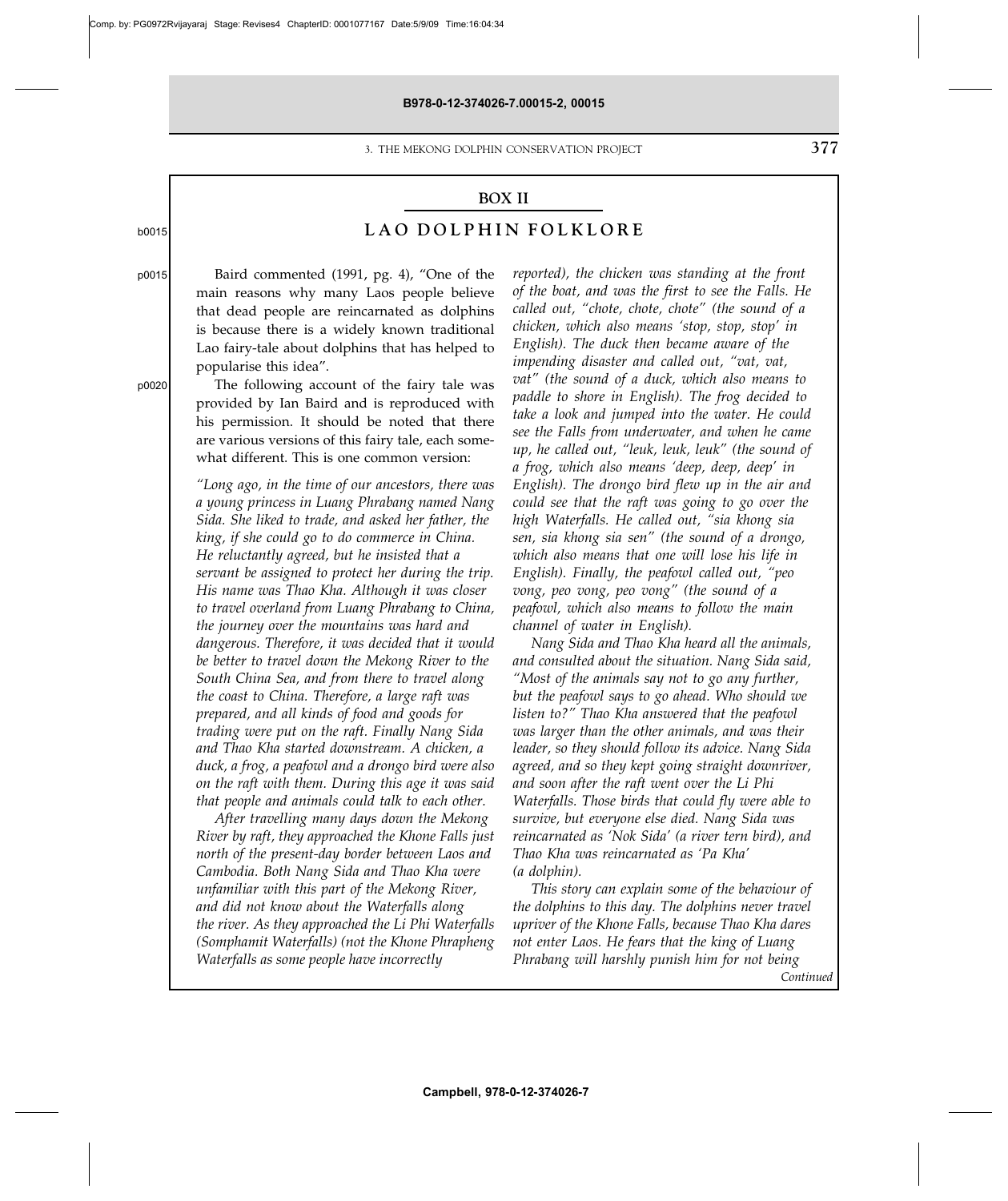## BOX II

## LAO DOLPHIN FOLKLORE

Baird commented (1991, pg. 4), "One of the main reasons why many Laos people believe that dead people are reincarnated as dolphins is because there is a widely known traditional Lao fairy-tale about dolphins that has helped to popularise this idea".

The following account of the fairy tale was provided by Ian Baird and is reproduced with his permission. It should be noted that there are various versions of this fairy tale, each somewhat different. This is one common version:

*"Long ago, in the time of our ancestors, there was a young princess in Luang Phrabang named Nang Sida. She liked to trade, and asked her father, the king, if she could go to do commerce in China. He reluctantly agreed, but he insisted that a servant be assigned to protect her during the trip. His name was Thao Kha. Although it was closer to travel overland from Luang Phrabang to China, the journey over the mountains was hard and dangerous. Therefore, it was decided that it would be better to travel down the Mekong River to the South China Sea, and from there to travel along the coast to China. Therefore, a large raft was prepared, and all kinds of food and goods for trading were put on the raft. Finally Nang Sida and Thao Kha started downstream. A chicken, a duck, a frog, a peafowl and a drongo bird were also on the raft with them. During this age it was said that people and animals could talk to each other.*

*After travelling many days down the Mekong River by raft, they approached the Khone Falls just north of the present-day border between Laos and Cambodia. Both Nang Sida and Thao Kha were unfamiliar with this part of the Mekong River, and did not know about the Waterfalls along the river. As they approached the Li Phi Waterfalls (Somphamit Waterfalls) (not the Khone Phrapheng Waterfalls as some people have incorrectly reported), the chicken was standing at the front of the boat, and was the first to see the Falls. He called out, "chote, chote, chote" (the sound of a chicken, which also means 'stop, stop, stop' in English). The duck then became aware of the impending disaster and called out, "vat, vat, vat" (the sound of a duck, which also means to paddle to shore in English). The frog decided to take a look and jumped into the water. He could see the Falls from underwater, and when he came up, he called out, "leuk, leuk, leuk" (the sound of a frog, which also means 'deep, deep, deep' in English). The drongo bird flew up in the air and could see that the raft was going to go over the high Waterfalls. He called out, "sia khong sia sen, sia khong sia sen" (the sound of a drongo, which also means that one will lose his life in English). Finally, the peafowl called out, "peo vong, peo vong, peo vong" (the sound of a peafowl, which also means to follow the main channel of water in English).*

*Nang Sida and Thao Kha heard all the animals, and consulted about the situation. Nang Sida said, "Most of the animals say not to go any further, but the peafowl says to go ahead. Who should we listen to?" Thao Kha answered that the peafowl was larger than the other animals, and was their leader, so they should follow its advice. Nang Sida agreed, and so they kept going straight downriver, and soon after the raft went over the Li Phi Waterfalls. Those birds that could fly were able to survive, but everyone else died. Nang Sida was reincarnated as 'Nok Sida' (a river tern bird), and Thao Kha was reincarnated as 'Pa Kha' (a dolphin).*

*This story can explain some of the behaviour of the dolphins to this day. The dolphins never travel upriver of the Khone Falls, because Thao Kha dares not enter Laos. He fears that the king of Luang Phrabang will harshly punish him for not being*

*Continued*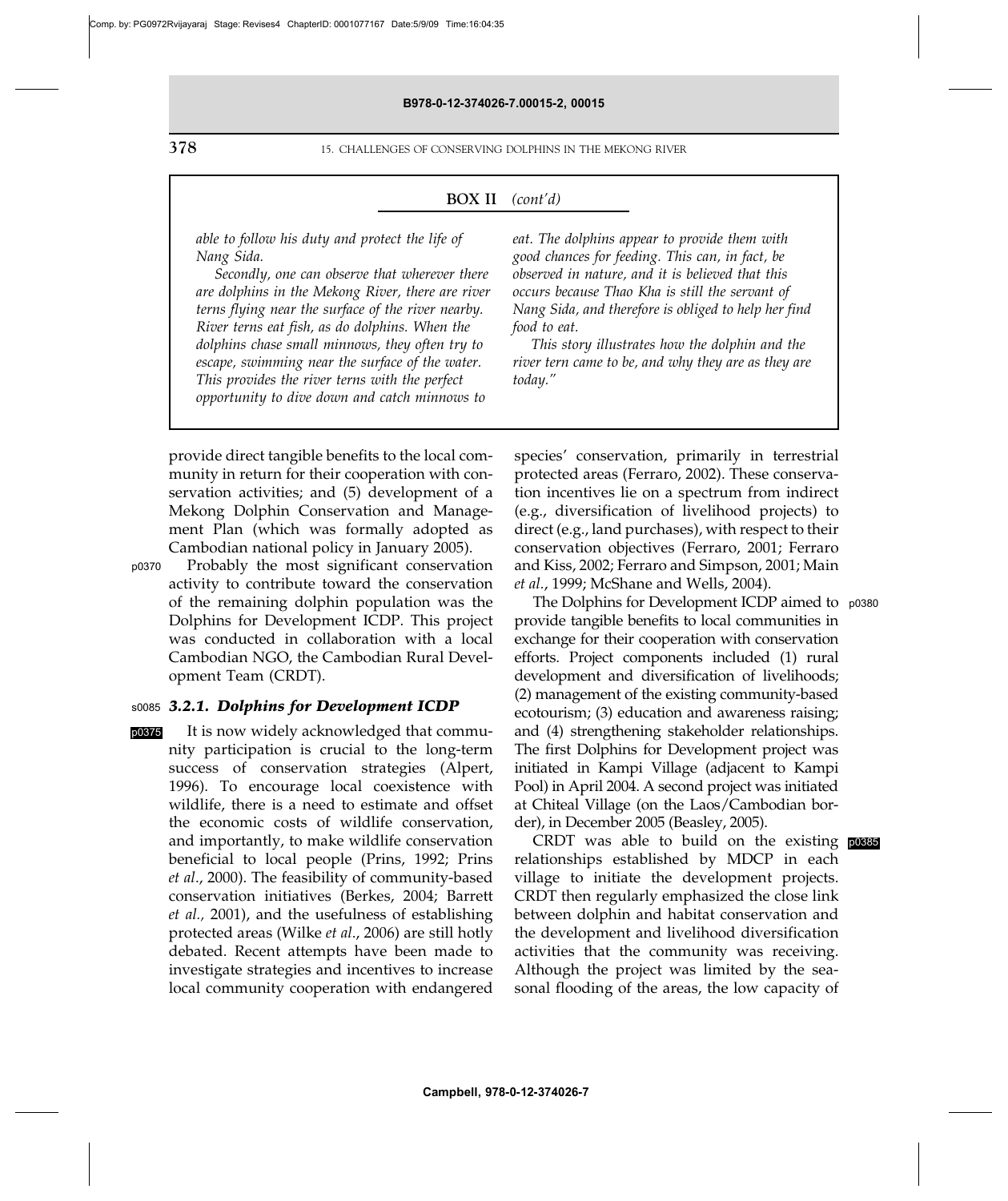**BOX II** *(cont'd)*

*able to follow his duty and protect the life of Nang Sida.*

*Secondly, one can observe that wherever there are dolphins in the Mekong River, there are river terns flying near the surface of the river nearby. River terns eat fish, as do dolphins. When the dolphins chase small minnows, they often try to escape, swimming near the surface of the water. This provides the river terns with the perfect opportunity to dive down and catch minnows to eat. The dolphins appear to provide them with good chances for feeding. This can, in fact, be observed in nature, and it is believed that this occurs because Thao Kha is still the servant of Nang Sida, and therefore is obliged to help her find food to eat.*

*This story illustrates how the dolphin and the river tern came to be, and why they are as they are today."*

---

provide direct tangible benefits to the local community in return for their cooperation with conservation activities; and (5) development of a Mekong Dolphin Conservation and Management Plan (which was formally adopted as Cambodian national policy in January 2005).

Probably the most significant conservation activity to contribute toward the conservation of the remaining dolphin population was the Dolphins for Development ICDP. This project was conducted in collaboration with a local Cambodian NGO, the Cambodian Rural Development Team (CRDT).

### *3.2.1. Dolphins for Development ICDP*

It is now widely acknowledged that community participation is crucial to the long-term success of conservation strategies (Alpert, 1996). To encourage local coexistence with wildlife, there is a need to estimate and offset the economic costs of wildlife conservation, and importantly, to make wildlife conservation beneficial to local people (Prins, 1992; Prins *et al*., 2000). The feasibility of community-based conservation initiatives (Berkes, 2004; Barrett *et al.,* 2001), and the usefulness of establishing protected areas (Wilke *et al*., 2006) are still hotly debated. Recent attempts have been made to investigate strategies and incentives to increase local community cooperation with endangered species' conservation, primarily in terrestrial protected areas (Ferraro, 2002). These conservation incentives lie on a spectrum from indirect (e.g., diversification of livelihood projects) to direct (e.g., land purchases), with respect to their conservation objectives (Ferraro, 2001; Ferraro and Kiss, 2002; Ferraro and Simpson, 2001; Main *et al.*, 1999; McShane and Wells, 2004).

The Dolphins for Development ICDP aimed to provide tangible benefits to local communities in exchange for their cooperation with conservation efforts. Project components included (1) rural development and diversification of livelihoods; (2) management of the existing community-based ecotourism; (3) education and awareness raising; and (4) strengthening stakeholder relationships. The first Dolphins for Development project was initiated in Kampi Village (adjacent to Kampi Pool) in April 2004. A second project was initiated at Chiteal Village (on the Laos/Cambodian border), in December 2005 (Beasley, 2005).

CRDT was able to build on the existing relationships established by MDCP in each village to initiate the development projects. CRDT then regularly emphasized the close link between dolphin and habitat conservation and the development and livelihood diversification activities that the community was receiving. Although the project was limited by the seasonal flooding of the areas, the low capacity of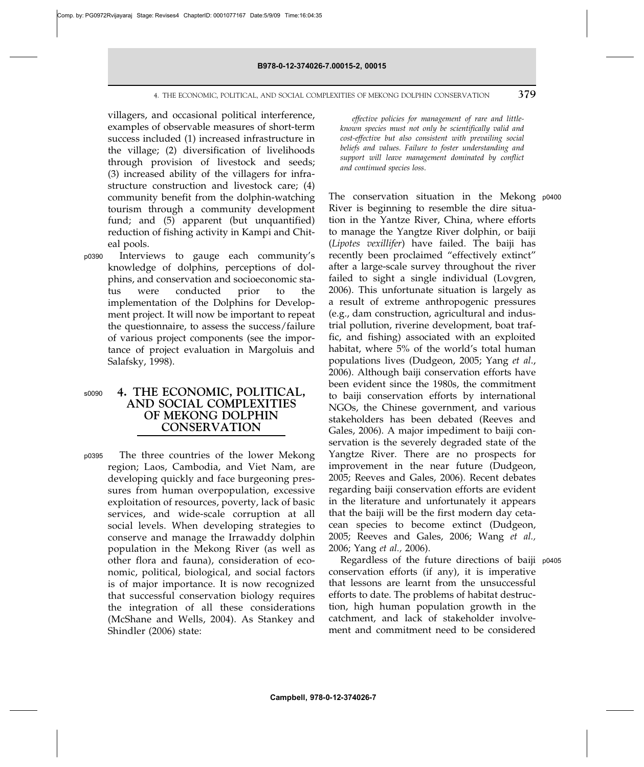villagers, and occasional political interference, examples of observable measures of short-term success included (1) increased infrastructure in the village; (2) diversification of livelihoods through provision of livestock and seeds; (3) increased ability of the villagers for infrastructure construction and livestock care; (4) community benefit from the dolphin-watching tourism through a community development fund; and (5) apparent (but unquantified) reduction of fishing activity in Kampi and Chiteal pools.

Interviews to gauge each community's knowledge of dolphins, perceptions of dolphins, and conservation and socioeconomic status were conducted prior to the implementation of the Dolphins for Development project. It will now be important to repeat the questionnaire, to assess the success/failure of various project components (see the importance of project evaluation in Margoluis and Salafsky, 1998).

## 4. THE ECONOMIC, POLITICAL, AND SOCIAL COMPLEXITIES OF MEKONG DOLPHIN CONSERVATION

The three countries of the lower Mekong region; Laos, Cambodia, and Viet Nam, are developing quickly and face burgeoning pressures from human overpopulation, excessive exploitation of resources, poverty, lack of basic services, and wide-scale corruption at all social levels. When developing strategies to conserve and manage the Irrawaddy dolphin population in the Mekong River (as well as other flora and fauna), consideration of economic, political, biological, and social factors is of major importance. It is now recognized that successful conservation biology requires the integration of all these considerations (McShane and Wells, 2004). As Stankey and Shindler (2006) state:

> *effective policies for management of rare and little-known species must not only be scientifically valid and cost-effective but also consistent with prevailing social beliefs and values. Failure to foster understanding and support will leave management dominated by conflict and continued species loss.*

The conservation situation in the Mekong River is beginning to resemble the dire situation in the Yantze River, China, where efforts to manage the Yangtze River dolphin, or baiji (*Lipotes vexillifer*) have failed. The baiji has recently been proclaimed "effectively extinct" after a large-scale survey throughout the river failed to sight a single individual (Lovgren, 2006). This unfortunate situation is largely as a result of extreme anthropogenic pressures (e.g., dam construction, agricultural and industrial pollution, riverine development, boat traffic, and fishing) associated with an exploited habitat, where 5% of the world's total human populations lives (Dudgeon, 2005; Yang *et al.*, 2006). Although baiji conservation efforts have been evident since the 1980s, the commitment to baiji conservation efforts by international NGOs, the Chinese government, and various stakeholders has been debated (Reeves and Gales, 2006). A major impediment to baiji conservation is the severely degraded state of the Yangtze River. There are no prospects for improvement in the near future (Dudgeon, 2005; Reeves and Gales, 2006). Recent debates regarding baiji conservation efforts are evident in the literature and unfortunately it appears that the baiji will be the first modern day cetacean species to become extinct (Dudgeon, 2005; Reeves and Gales, 2006; Wang *et al.*, 2006; Yang *et al.*, 2006).

Regardless of the future directions of baiji conservation efforts (if any), it is imperative that lessons are learnt from the unsuccessful efforts to date. The problems of habitat destruction, high human population growth in the catchment, and lack of stakeholder involvement and commitment need to be considered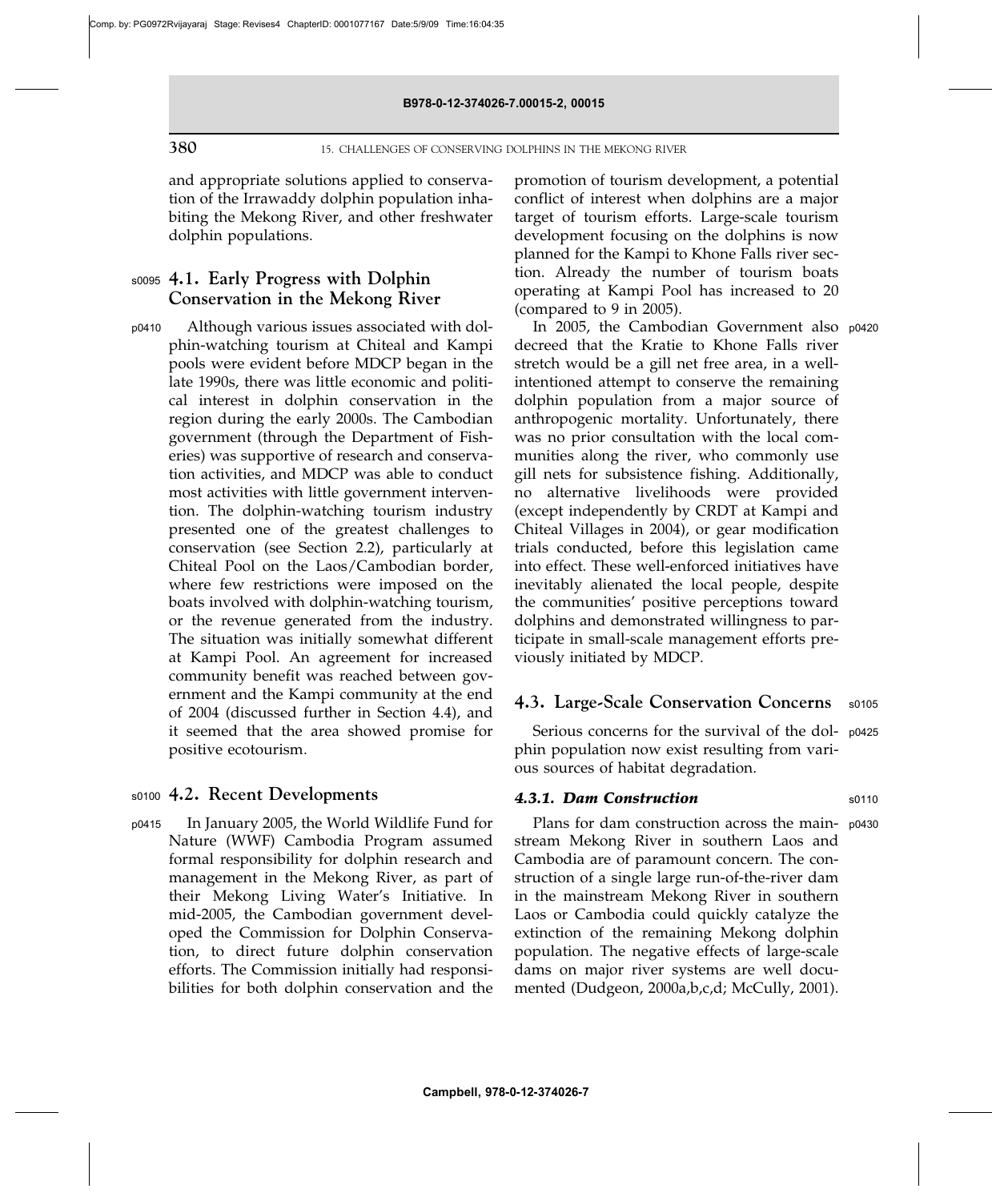and appropriate solutions applied to conservation of the Irrawaddy dolphin population inhabiting the Mekong River, and other freshwater dolphin populations.

### 4.1. Early Progress with Dolphin Conservation in the Mekong River

Although various issues associated with dolphin-watching tourism at Chiteal and Kampi pools were evident before MDCP began in the late 1990s, there was little economic and political interest in dolphin conservation in the region during the early 2000s. The Cambodian government (through the Department of Fisheries) was supportive of research and conservation activities, and MDCP was able to conduct most activities with little government intervention. The dolphin-watching tourism industry presented one of the greatest challenges to conservation (see Section 2.2), particularly at Chiteal Pool on the Laos/Cambodian border, where few restrictions were imposed on the boats involved with dolphin-watching tourism, or the revenue generated from the industry. The situation was initially somewhat different at Kampi Pool. An agreement for increased community benefit was reached between government and the Kampi community at the end of 2004 (discussed further in Section 4.4), and it seemed that the area showed promise for positive ecotourism.

### 4.2. Recent Developments

In January 2005, the World Wildlife Fund for Nature (WWF) Cambodia Program assumed formal responsibility for dolphin research and management in the Mekong River, as part of their Mekong Living Water's Initiative. In mid-2005, the Cambodian government developed the Commission for Dolphin Conservation, to direct future dolphin conservation efforts. The Commission initially had responsibilities for both dolphin conservation and the promotion of tourism development, a potential conflict of interest when dolphins are a major target of tourism efforts. Large-scale tourism development focusing on the dolphins is now planned for the Kampi to Khone Falls river section. Already the number of tourism boats operating at Kampi Pool has increased to 20 (compared to 9 in 2005).

In 2005, the Cambodian Government also decreed that the Kratie to Khone Falls river stretch would be a gill net free area, in a well-intentioned attempt to conserve the remaining dolphin population from a major source of anthropogenic mortality. Unfortunately, there was no prior consultation with the local communities along the river, who commonly use gill nets for subsistence fishing. Additionally, no alternative livelihoods were provided (except independently by CRDT at Kampi and Chiteal Villages in 2004), or gear modification trials conducted, before this legislation came into effect. These well-enforced initiatives have inevitably alienated the local people, despite the communities' positive perceptions toward dolphins and demonstrated willingness to participate in small-scale management efforts previously initiated by MDCP.

### 4.3. Large-Scale Conservation Concerns

Serious concerns for the survival of the dolphin population now exist resulting from various sources of habitat degradation.

#### *4.3.1. Dam Construction*

Plans for dam construction across the mainstream Mekong River in southern Laos and Cambodia are of paramount concern. The construction of a single large run-of-the-river dam in the mainstream Mekong River in southern Laos or Cambodia could quickly catalyze the extinction of the remaining Mekong dolphin population. The negative effects of large-scale dams on major river systems are well documented (Dudgeon, 2000a,b,c,d; McCully, 2001).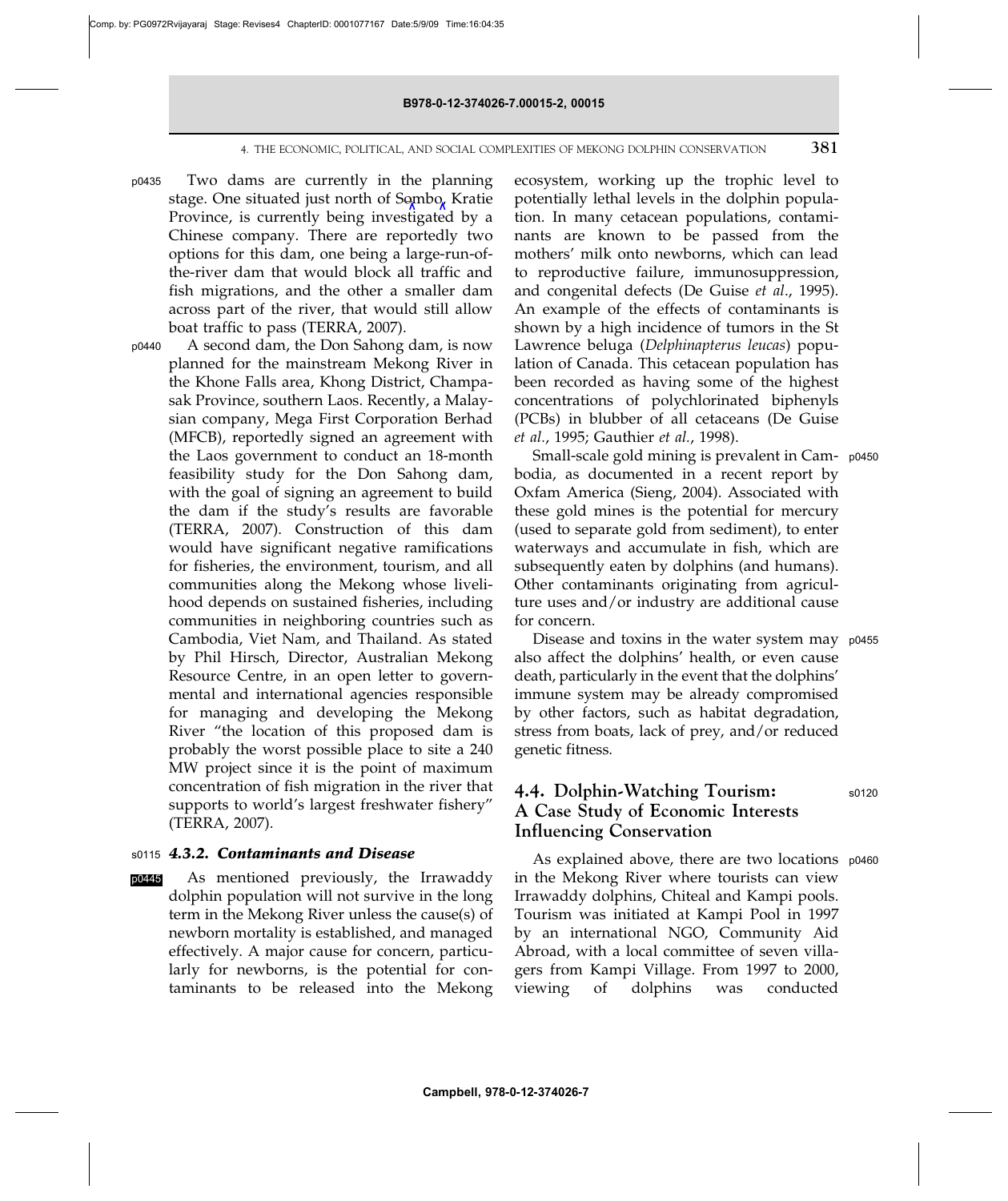Two dams are currently in the planning stage. One situated just north of Sambo, Kratie Province, is currently being investigated by a Chinese company. There are reportedly two options for this dam, one being a large-run-of-the-river dam that would block all traffic and fish migrations, and the other a smaller dam across part of the river, that would still allow boat traffic to pass (TERRA, 2007).

A second dam, the Don Sahong dam, is now planned for the mainstream Mekong River in the Khone Falls area, Khong District, Champasak Province, southern Laos. Recently, a Malaysian company, Mega First Corporation Berhad (MFCB), reportedly signed an agreement with the Laos government to conduct an 18-month feasibility study for the Don Sahong dam, with the goal of signing an agreement to build the dam if the study's results are favorable (TERRA, 2007). Construction of this dam would have significant negative ramifications for fisheries, the environment, tourism, and all communities along the Mekong whose livelihood depends on sustained fisheries, including communities in neighboring countries such as Cambodia, Viet Nam, and Thailand. As stated by Phil Hirsch, Director, Australian Mekong Resource Centre, in an open letter to governmental and international agencies responsible for managing and developing the Mekong River "the location of this proposed dam is probably the worst possible place to site a 240 MW project since it is the point of maximum concentration of fish migration in the river that supports to world's largest freshwater fishery" (TERRA, 2007).

### 4.3.2. *Contaminants and Disease*

As mentioned previously, the Irrawaddy dolphin population will not survive in the long term in the Mekong River unless the cause(s) of newborn mortality is established, and managed effectively. A major cause for concern, particularly for newborns, is the potential for contaminants to be released into the Mekong ecosystem, working up the trophic level to potentially lethal levels in the dolphin population. In many cetacean populations, contaminants are known to be passed from the mothers' milk onto newborns, which can lead to reproductive failure, immunosuppression, and congenital defects (De Guise *et al*., 1995). An example of the effects of contaminants is shown by a high incidence of tumors in the St Lawrence beluga (*Delphinapterus leucas*) population of Canada. This cetacean population has been recorded as having some of the highest concentrations of polychlorinated biphenyls (PCBs) in blubber of all cetaceans (De Guise *et al*., 1995; Gauthier *et al*., 1998).

Small-scale gold mining is prevalent in Cambodia, as documented in a recent report by Oxfam America (Sieng, 2004). Associated with these gold mines is the potential for mercury (used to separate gold from sediment), to enter waterways and accumulate in fish, which are subsequently eaten by dolphins (and humans). Other contaminants originating from agriculture uses and/or industry are additional cause for concern.

Disease and toxins in the water system may also affect the dolphins' health, or even cause death, particularly in the event that the dolphins' immune system may be already compromised by other factors, such as habitat degradation, stress from boats, lack of prey, and/or reduced genetic fitness.

## 4.4. Dolphin-Watching Tourism: A Case Study of Economic Interests Influencing Conservation

As explained above, there are two locations in the Mekong River where tourists can view Irrawaddy dolphins, Chiteal and Kampi pools. Tourism was initiated at Kampi Pool in 1997 by an international NGO, Community Aid Abroad, with a local committee of seven villagers from Kampi Village. From 1997 to 2000, viewing of dolphins was conducted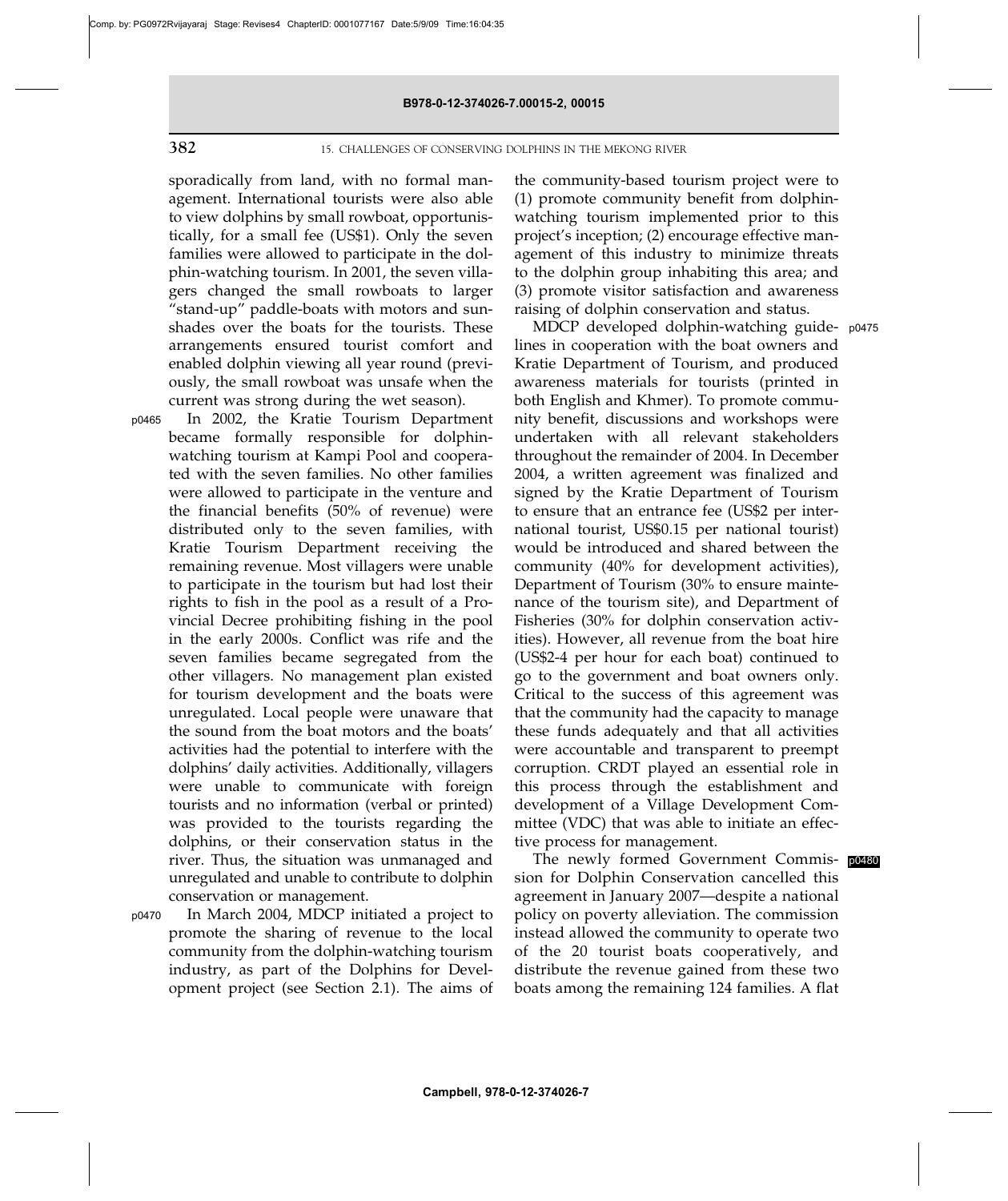sporadically from land, with no formal management. International tourists were also able to view dolphins by small rowboat, opportunistically, for a small fee (US$1). Only the seven families were allowed to participate in the dolphin-watching tourism. In 2001, the seven villagers changed the small rowboats to larger "stand-up" paddle-boats with motors and sunshades over the boats for the tourists. These arrangements ensured tourist comfort and enabled dolphin viewing all year round (previously, the small rowboat was unsafe when the current was strong during the wet season).

In 2002, the Kratie Tourism Department became formally responsible for dolphin-watching tourism at Kampi Pool and cooperated with the seven families. No other families were allowed to participate in the venture and the financial benefits (50% of revenue) were distributed only to the seven families, with Kratie Tourism Department receiving the remaining revenue. Most villagers were unable to participate in the tourism but had lost their rights to fish in the pool as a result of a Provincial Decree prohibiting fishing in the pool in the early 2000s. Conflict was rife and the seven families became segregated from the other villagers. No management plan existed for tourism development and the boats were unregulated. Local people were unaware that the sound from the boat motors and the boats' activities had the potential to interfere with the dolphins' daily activities. Additionally, villagers were unable to communicate with foreign tourists and no information (verbal or printed) was provided to the tourists regarding the dolphins, or their conservation status in the river. Thus, the situation was unmanaged and unregulated and unable to contribute to dolphin conservation or management.

In March 2004, MDCP initiated a project to promote the sharing of revenue to the local community from the dolphin-watching tourism industry, as part of the Dolphins for Development project (see Section 2.1). The aims of the community-based tourism project were to (1) promote community benefit from dolphin-watching tourism implemented prior to this project's inception; (2) encourage effective management of this industry to minimize threats to the dolphin group inhabiting this area; and (3) promote visitor satisfaction and awareness raising of dolphin conservation and status.

MDCP developed dolphin-watching guidelines in cooperation with the boat owners and Kratie Department of Tourism, and produced awareness materials for tourists (printed in both English and Khmer). To promote community benefit, discussions and workshops were undertaken with all relevant stakeholders throughout the remainder of 2004. In December 2004, a written agreement was finalized and signed by the Kratie Department of Tourism to ensure that an entrance fee (US$2 per international tourist, US$0.15 per national tourist) would be introduced and shared between the community (40% for development activities), Department of Tourism (30% to ensure maintenance of the tourism site), and Department of Fisheries (30% for dolphin conservation activities). However, all revenue from the boat hire (US$2-4 per hour for each boat) continued to go to the government and boat owners only. Critical to the success of this agreement was that the community had the capacity to manage these funds adequately and that all activities were accountable and transparent to preempt corruption. CRDT played an essential role in this process through the establishment and development of a Village Development Committee (VDC) that was able to initiate an effective process for management.

The newly formed Government Commission for Dolphin Conservation cancelled this agreement in January 2007—despite a national policy on poverty alleviation. The commission instead allowed the community to operate two of the 20 tourist boats cooperatively, and distribute the revenue gained from these two boats among the remaining 124 families. A flat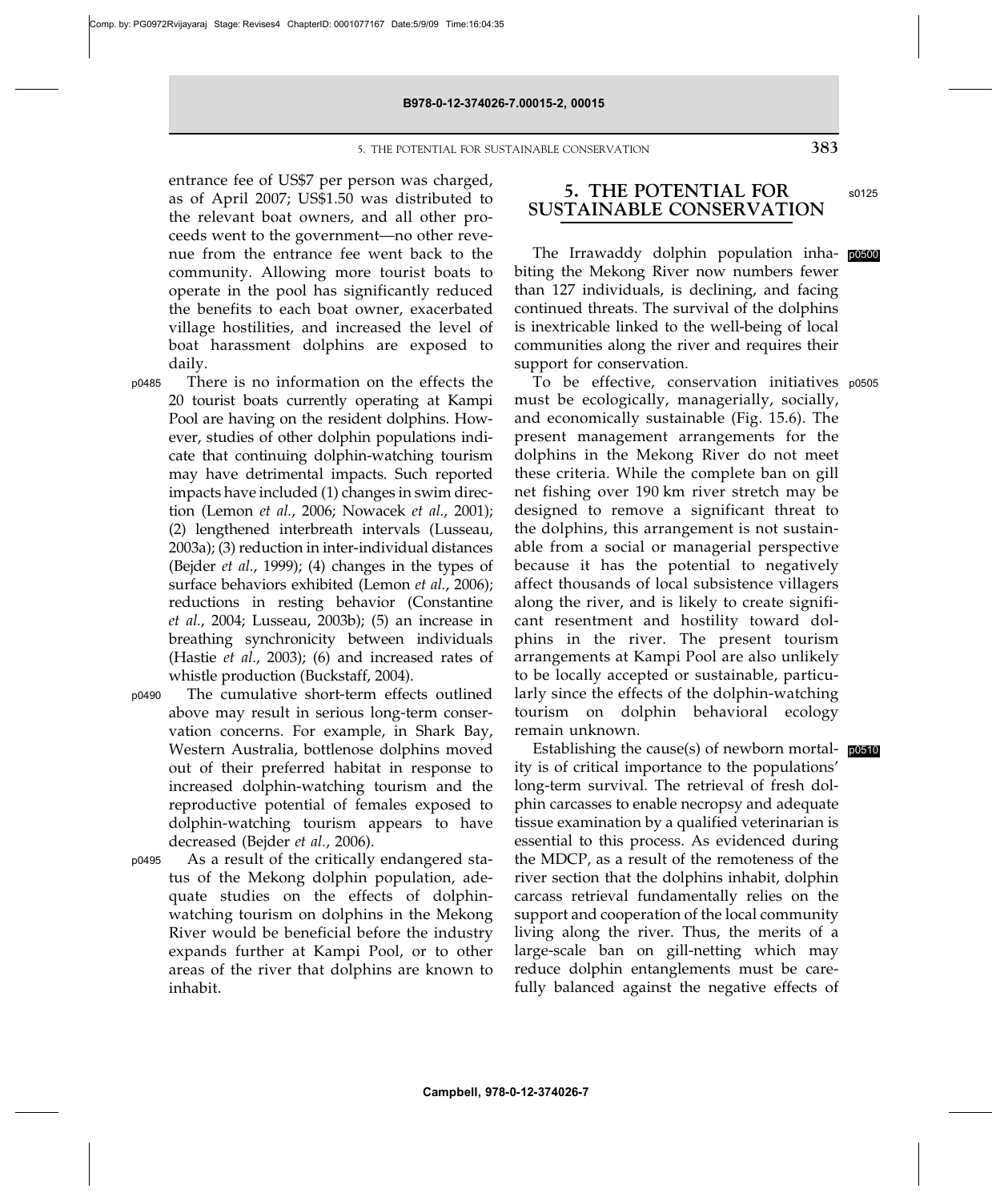entrance fee of US$7 per person was charged, as of April 2007; US$1.50 was distributed to the relevant boat owners, and all other proceeds went to the government—no other revenue from the entrance fee went back to the community. Allowing more tourist boats to operate in the pool has significantly reduced the benefits to each boat owner, exacerbated village hostilities, and increased the level of boat harassment dolphins are exposed to daily.

There is no information on the effects the 20 tourist boats currently operating at Kampi Pool are having on the resident dolphins. However, studies of other dolphin populations indicate that continuing dolphin-watching tourism may have detrimental impacts. Such reported impacts have included (1) changes in swim direction (Lemon *et al.*, 2006; Nowacek *et al.*, 2001); (2) lengthened interbreath intervals (Lusseau, 2003a); (3) reduction in inter-individual distances (Bejder *et al.*, 1999); (4) changes in the types of surface behaviors exhibited (Lemon *et al.*, 2006); reductions in resting behavior (Constantine *et al.*, 2004; Lusseau, 2003b); (5) an increase in breathing synchronicity between individuals (Hastie *et al.*, 2003); (6) and increased rates of whistle production (Buckstaff, 2004).

The cumulative short-term effects outlined above may result in serious long-term conservation concerns. For example, in Shark Bay, Western Australia, bottlenose dolphins moved out of their preferred habitat in response to increased dolphin-watching tourism and the reproductive potential of females exposed to dolphin-watching tourism appears to have decreased (Bejder *et al.*, 2006).

As a result of the critically endangered status of the Mekong dolphin population, adequate studies on the effects of dolphin-watching tourism on dolphins in the Mekong River would be beneficial before the industry expands further at Kampi Pool, or to other areas of the river that dolphins are known to inhabit.

## 5. THE POTENTIAL FOR SUSTAINABLE CONSERVATION

The Irrawaddy dolphin population inhabiting the Mekong River now numbers fewer than 127 individuals, is declining, and facing continued threats. The survival of the dolphins is inextricable linked to the well-being of local communities along the river and requires their support for conservation.

To be effective, conservation initiatives must be ecologically, managerially, socially, and economically sustainable (Fig. 15.6). The present management arrangements for the dolphins in the Mekong River do not meet these criteria. While the complete ban on gill net fishing over 190 km river stretch may be designed to remove a significant threat to the dolphins, this arrangement is not sustainable from a social or managerial perspective because it has the potential to negatively affect thousands of local subsistence villagers along the river, and is likely to create significant resentment and hostility toward dolphins in the river. The present tourism arrangements at Kampi Pool are also unlikely to be locally accepted or sustainable, particularly since the effects of the dolphin-watching tourism on dolphin behavioral ecology remain unknown.

Establishing the cause(s) of newborn mortality is of critical importance to the populations' long-term survival. The retrieval of fresh dolphin carcasses to enable necropsy and adequate tissue examination by a qualified veterinarian is essential to this process. As evidenced during the MDCP, as a result of the remoteness of the river section that the dolphins inhabit, dolphin carcass retrieval fundamentally relies on the support and cooperation of the local community living along the river. Thus, the merits of a large-scale ban on gill-netting which may reduce dolphin entanglements must be carefully balanced against the negative effects of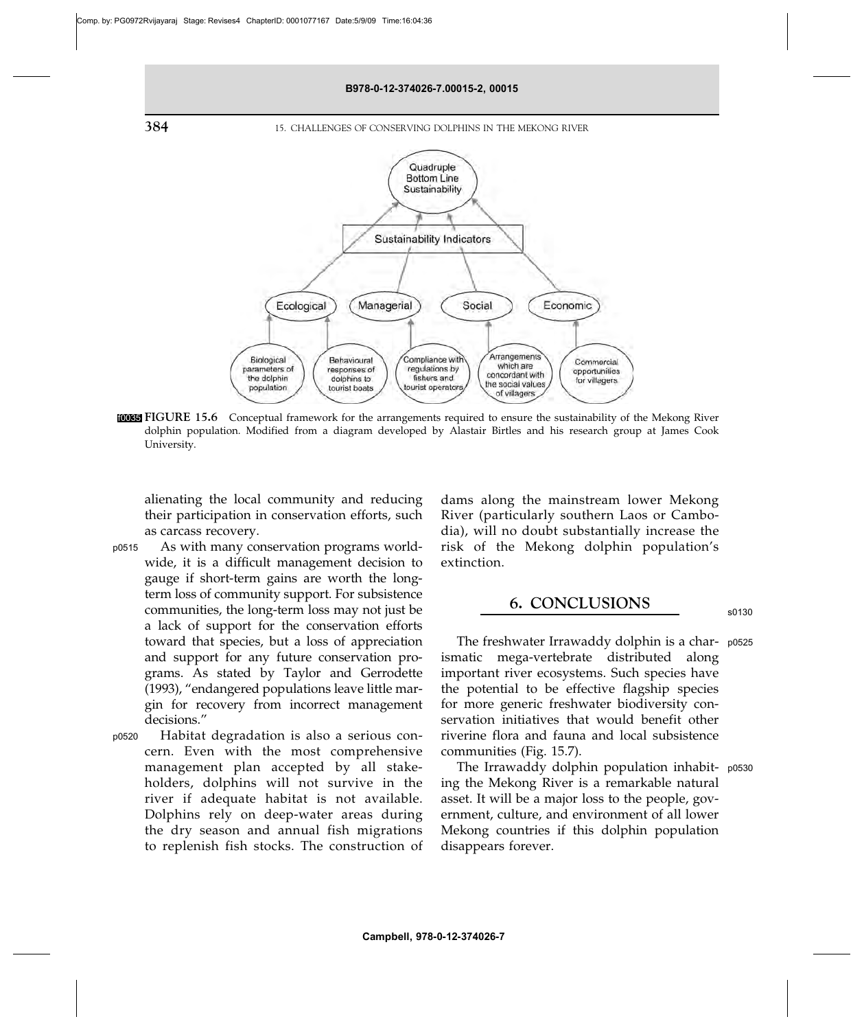FIGURE 15.6 Conceptual framework for the arrangements required to ensure the sustainability of the Mekong River dolphin population. Modified from a diagram developed by Alastair Birtles and his research group at James Cook University.

alienating the local community and reducing their participation in conservation efforts, such as carcass recovery.

As with many conservation programs worldwide, it is a difficult management decision to gauge if short-term gains are worth the long-term loss of community support. For subsistence communities, the long-term loss may not just be a lack of support for the conservation efforts toward that species, but a loss of appreciation and support for any future conservation programs. As stated by Taylor and Gerrodette (1993), "endangered populations leave little margin for recovery from incorrect management decisions."

Habitat degradation is also a serious concern. Even with the most comprehensive management plan accepted by all stakeholders, dolphins will not survive in the river if adequate habitat is not available. Dolphins rely on deep-water areas during the dry season and annual fish migrations to replenish fish stocks. The construction of dams along the mainstream lower Mekong River (particularly southern Laos or Cambodia), will no doubt substantially increase the risk of the Mekong dolphin population's extinction.

## 6. CONCLUSIONS

The freshwater Irrawaddy dolphin is a charismatic mega-vertebrate distributed along important river ecosystems. Such species have the potential to be effective flagship species for more generic freshwater biodiversity conservation initiatives that would benefit other riverine flora and fauna and local subsistence communities (Fig. 15.7).

The Irrawaddy dolphin population inhabiting the Mekong River is a remarkable natural asset. It will be a major loss to the people, government, culture, and environment of all lower Mekong countries if this dolphin population disappears forever.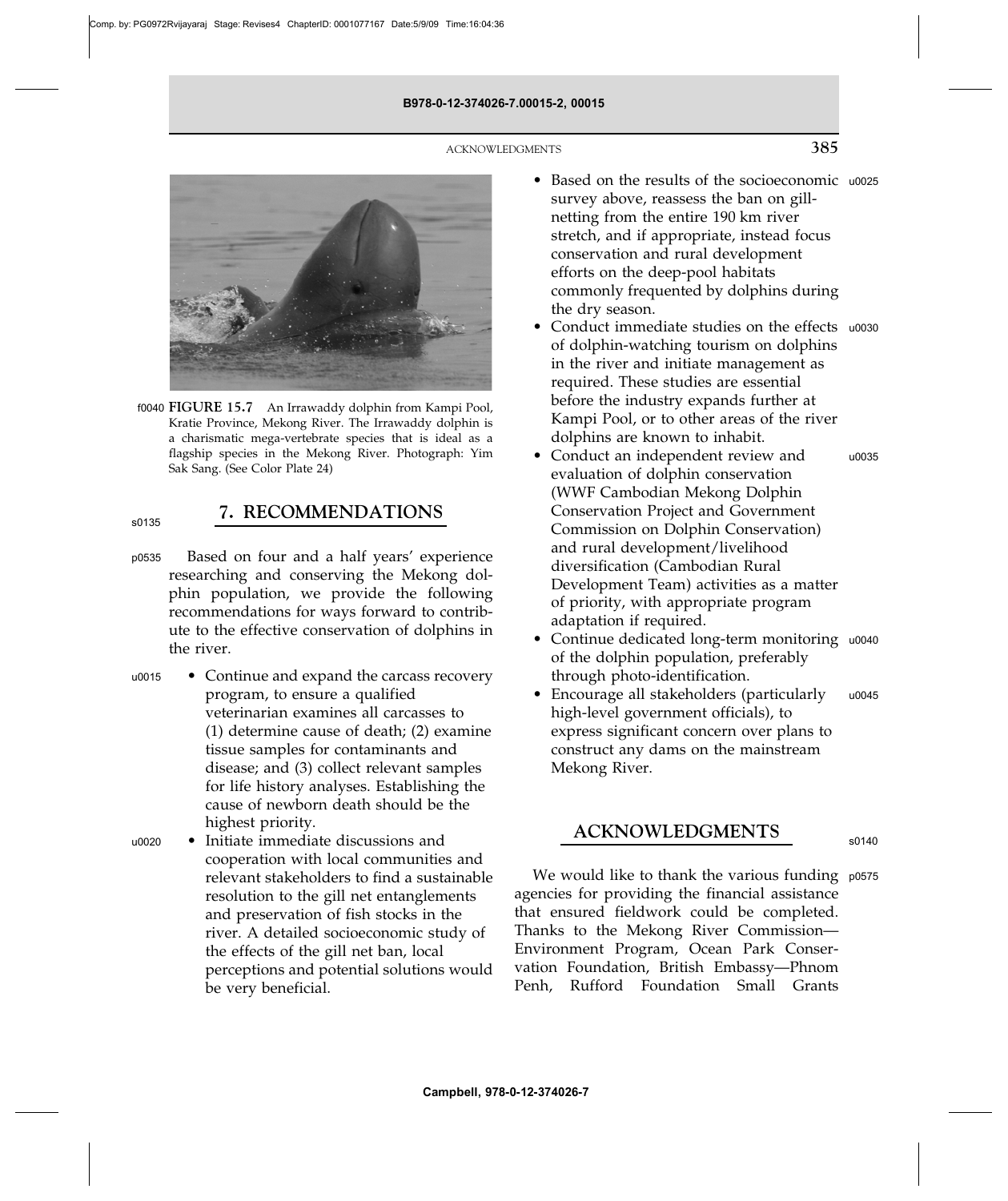FIGURE 15.7 An Irrawaddy dolphin from Kampi Pool, Kratie Province, Mekong River. The Irrawaddy dolphin is a charismatic mega-vertebrate species that is ideal as a flagship species in the Mekong River. Photograph: Yim Sak Sang. (See Color Plate 24)

## 7. RECOMMENDATIONS

Based on four and a half years' experience researching and conserving the Mekong dolphin population, we provide the following recommendations for ways forward to contribute to the effective conservation of dolphins in the river.

- Continue and expand the carcass recovery program, to ensure a qualified veterinarian examines all carcasses to (1) determine cause of death; (2) examine tissue samples for contaminants and disease; and (3) collect relevant samples for life history analyses. Establishing the cause of newborn death should be the highest priority.
- Initiate immediate discussions and cooperation with local communities and relevant stakeholders to find a sustainable resolution to the gill net entanglements and preservation of fish stocks in the river. A detailed socioeconomic study of the effects of the gill net ban, local perceptions and potential solutions would be very beneficial.
- Based on the results of the socioeconomic survey above, reassess the ban on gill-netting from the entire 190 km river stretch, and if appropriate, instead focus conservation and rural development efforts on the deep-pool habitats commonly frequented by dolphins during the dry season.
- Conduct immediate studies on the effects of dolphin-watching tourism on dolphins in the river and initiate management as required. These studies are essential before the industry expands further at Kampi Pool, or to other areas of the river dolphins are known to inhabit.
- Conduct an independent review and evaluation of dolphin conservation (WWF Cambodian Mekong Dolphin Conservation Project and Government Commission on Dolphin Conservation) and rural development/livelihood diversification (Cambodian Rural Development Team) activities as a matter of priority, with appropriate program adaptation if required.
- Continue dedicated long-term monitoring of the dolphin population, preferably through photo-identification.
- Encourage all stakeholders (particularly high-level government officials), to express significant concern over plans to construct any dams on the mainstream Mekong River.

## ACKNOWLEDGMENTS

We would like to thank the various funding agencies for providing the financial assistance that ensured fieldwork could be completed. Thanks to the Mekong River Commission—Environment Program, Ocean Park Conservation Foundation, British Embassy—Phnom Penh, Rufford Foundation Small Grants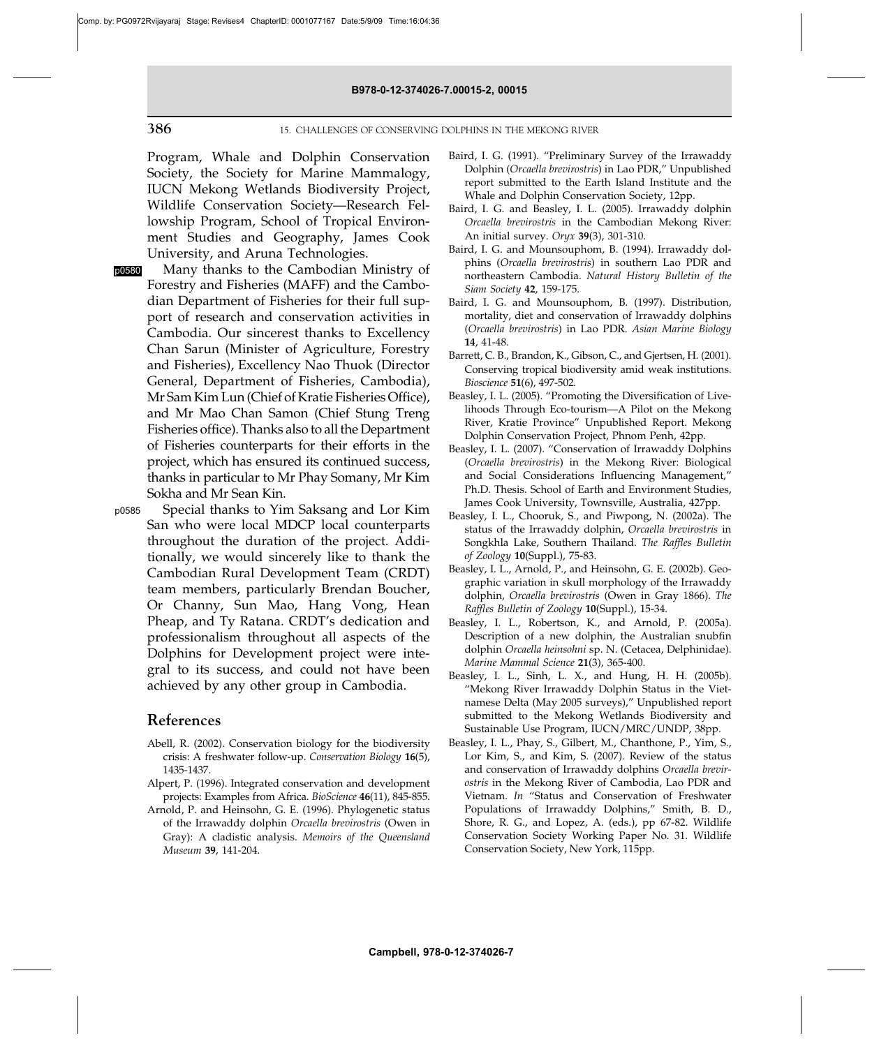Program, Whale and Dolphin Conservation Society, the Society for Marine Mammalogy, IUCN Mekong Wetlands Biodiversity Project, Wildlife Conservation Society—Research Fellowship Program, School of Tropical Environment Studies and Geography, James Cook University, and Aruna Technologies.

Many thanks to the Cambodian Ministry of Forestry and Fisheries (MAFF) and the Cambodian Department of Fisheries for their full support of research and conservation activities in Cambodia. Our sincerest thanks to Excellency Chan Sarun (Minister of Agriculture, Forestry and Fisheries), Excellency Nao Thuok (Director General, Department of Fisheries, Cambodia), Mr Sam Kim Lun (Chief of Kratie Fisheries Office), and Mr Mao Chan Samon (Chief Stung Treng Fisheries office). Thanks also to all the Department of Fisheries counterparts for their efforts in the project, which has ensured its continued success, thanks in particular to Mr Phay Somany, Mr Kim Sokha and Mr Sean Kin.

Special thanks to Yim Saksang and Lor Kim San who were local MDCP local counterparts throughout the duration of the project. Additionally, we would sincerely like to thank the Cambodian Rural Development Team (CRDT) team members, particularly Brendan Boucher, Or Channy, Sun Mao, Hang Vong, Hean Pheap, and Ty Ratana. CRDT's dedication and professionalism throughout all aspects of the Dolphins for Development project were integral to its success, and could not have been achieved by any other group in Cambodia.

## References

Abell, R. (2002). Conservation biology for the biodiversity crisis: A freshwater follow-up. *Conservation Biology* **16**(5), 1435-1437.

Alpert, P. (1996). Integrated conservation and development projects: Examples from Africa. *BioScience* **46**(11), 845-855.

Arnold, P. and Heinsohn, G. E. (1996). Phylogenetic status of the Irrawaddy dolphin *Orcaella brevirostris* (Owen in Gray): A cladistic analysis. *Memoirs of the Queensland Museum* **39**, 141-204.

Baird, I. G. (1991). "Preliminary Survey of the Irrawaddy Dolphin (*Orcaella brevirostris*) in Lao PDR," Unpublished report submitted to the Earth Island Institute and the Whale and Dolphin Conservation Society, 12pp.

Baird, I. G. and Beasley, I. L. (2005). Irrawaddy dolphin *Orcaella brevirostris* in the Cambodian Mekong River: An initial survey. *Oryx* **39**(3), 301-310.

Baird, I. G. and Mounsouphom, B. (1994). Irrawaddy dolphins (*Orcaella brevirostris*) in southern Lao PDR and northeastern Cambodia. *Natural History Bulletin of the Siam Society* **42**, 159-175.

Baird, I. G. and Mounsouphom, B. (1997). Distribution, mortality, diet and conservation of Irrawaddy dolphins (*Orcaella brevirostris*) in Lao PDR. *Asian Marine Biology* **14**, 41-48.

Barrett, C. B., Brandon, K., Gibson, C., and Gjertsen, H. (2001). Conserving tropical biodiversity amid weak institutions. *Bioscience* **51**(6), 497-502.

Beasley, I. L. (2005). "Promoting the Diversification of Livelihoods Through Eco-tourism—A Pilot on the Mekong River, Kratie Province" Unpublished Report. Mekong Dolphin Conservation Project, Phnom Penh, 42pp.

Beasley, I. L. (2007). "Conservation of Irrawaddy Dolphins (*Orcaella brevirostris*) in the Mekong River: Biological and Social Considerations Influencing Management," Ph.D. Thesis. School of Earth and Environment Studies, James Cook University, Townsville, Australia, 427pp.

Beasley, I. L., Chooruk, S., and Piwpong, N. (2002a). The status of the Irrawaddy dolphin, *Orcaella brevirostris* in Songkhla Lake, Southern Thailand. *The Raffles Bulletin of Zoology* **10**(Suppl.), 75-83.

Beasley, I. L., Arnold, P., and Heinsohn, G. E. (2002b). Geographic variation in skull morphology of the Irrawaddy dolphin, *Orcaella brevirostris* (Owen in Gray 1866). *The Raffles Bulletin of Zoology* **10**(Suppl.), 15-34.

Beasley, I. L., Robertson, K., and Arnold, P. (2005a). Description of a new dolphin, the Australian snubfin dolphin *Orcaella heinsohni* sp. N. (Cetacea, Delphinidae). *Marine Mammal Science* **21**(3), 365-400.

Beasley, I. L., Sinh, L. X., and Hung, H. H. (2005b). "Mekong River Irrawaddy Dolphin Status in the Vietnamese Delta (May 2005 surveys)," Unpublished report submitted to the Mekong Wetlands Biodiversity and Sustainable Use Program, IUCN/MRC/UNDP, 38pp.

Beasley, I. L., Phay, S., Gilbert, M., Chanthone, P., Yim, S., Lor Kim, S., and Kim, S. (2007). Review of the status and conservation of Irrawaddy dolphins *Orcaella brevirostris* in the Mekong River of Cambodia, Lao PDR and Vietnam. *In* "Status and Conservation of Freshwater Populations of Irrawaddy Dolphins," Smith, B. D., Shore, R. G., and Lopez, A. (eds.), pp 67-82. Wildlife Conservation Society Working Paper No. 31. Wildlife Conservation Society, New York, 115pp.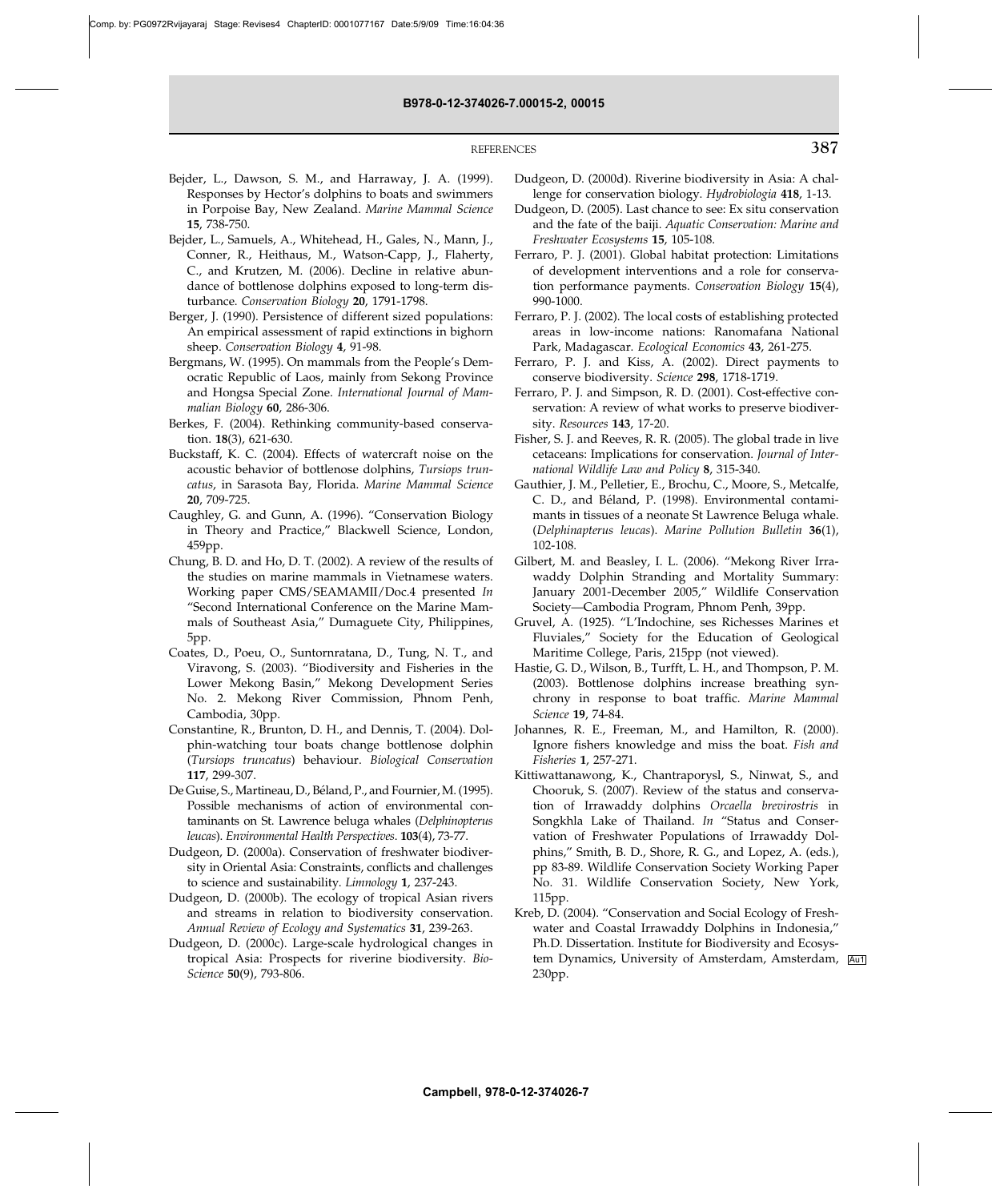Bejder, L., Dawson, S. M., and Harraway, J. A. (1999). Responses by Hector's dolphins to boats and swimmers in Porpoise Bay, New Zealand. *Marine Mammal Science* **15**, 738-750.

Bejder, L., Samuels, A., Whitehead, H., Gales, N., Mann, J., Conner, R., Heithaus, M., Watson-Capp, J., Flaherty, C., and Krutzen, M. (2006). Decline in relative abundance of bottlenose dolphins exposed to long-term disturbance. *Conservation Biology* **20**, 1791-1798.

Berger, J. (1990). Persistence of different sized populations: An empirical assessment of rapid extinctions in bighorn sheep. *Conservation Biology* **4**, 91-98.

Bergmans, W. (1995). On mammals from the People's Democratic Republic of Laos, mainly from Sekong Province and Hongsa Special Zone. *International Journal of Mammalian Biology* **60**, 286-306.

Berkes, F. (2004). Rethinking community-based conservation. **18**(3), 621-630.

Buckstaff, K. C. (2004). Effects of watercraft noise on the acoustic behavior of bottlenose dolphins, *Tursiops truncatus*, in Sarasota Bay, Florida. *Marine Mammal Science* **20**, 709-725.

Caughley, G. and Gunn, A. (1996). "Conservation Biology in Theory and Practice," Blackwell Science, London, 459pp.

Chung, B. D. and Ho, D. T. (2002). A review of the results of the studies on marine mammals in Vietnamese waters. Working paper CMS/SEAMAMII/Doc.4 presented *In* "Second International Conference on the Marine Mammals of Southeast Asia," Dumaguete City, Philippines, 5pp.

Coates, D., Poeu, O., Suntornratana, D., Tung, N. T., and Viravong, S. (2003). "Biodiversity and Fisheries in the Lower Mekong Basin," Mekong Development Series No. 2. Mekong River Commission, Phnom Penh, Cambodia, 30pp.

Constantine, R., Brunton, D. H., and Dennis, T. (2004). Dolphin-watching tour boats change bottlenose dolphin (*Tursiops truncatus*) behaviour. *Biological Conservation* **117**, 299-307.

De Guise, S., Martineau, D., Béland, P., and Fournier, M. (1995). Possible mechanisms of action of environmental contaminants on St. Lawrence beluga whales (*Delphinopterus leucas*). *Environmental Health Perspectives*. **103**(4), 73-77.

Dudgeon, D. (2000a). Conservation of freshwater biodiversity in Oriental Asia: Constraints, conflicts and challenges to science and sustainability. *Limnology* **1**, 237-243.

Dudgeon, D. (2000b). The ecology of tropical Asian rivers and streams in relation to biodiversity conservation. *Annual Review of Ecology and Systematics* **31**, 239-263.

Dudgeon, D. (2000c). Large-scale hydrological changes in tropical Asia: Prospects for riverine biodiversity. *BioScience* **50**(9), 793-806.

Dudgeon, D. (2000d). Riverine biodiversity in Asia: A challenge for conservation biology. *Hydrobiologia* **418**, 1-13.

Dudgeon, D. (2005). Last chance to see: Ex situ conservation and the fate of the baiji. *Aquatic Conservation: Marine and Freshwater Ecosystems* **15**, 105-108.

Ferraro, P. J. (2001). Global habitat protection: Limitations of development interventions and a role for conservation performance payments. *Conservation Biology* **15**(4), 990-1000.

Ferraro, P. J. (2002). The local costs of establishing protected areas in low-income nations: Ranomafana National Park, Madagascar. *Ecological Economics* **43**, 261-275.

Ferraro, P. J. and Kiss, A. (2002). Direct payments to conserve biodiversity. *Science* **298**, 1718-1719.

Ferraro, P. J. and Simpson, R. D. (2001). Cost-effective conservation: A review of what works to preserve biodiversity. *Resources* **143**, 17-20.

Fisher, S. J. and Reeves, R. R. (2005). The global trade in live cetaceans: Implications for conservation. *Journal of International Wildlife Law and Policy* **8**, 315-340.

Gauthier, J. M., Pelletier, E., Brochu, C., Moore, S., Metcalfe, C. D., and Béland, P. (1998). Environmental contaminants in tissues of a neonate St Lawrence Beluga whale. (*Delphinapterus leucas*). *Marine Pollution Bulletin* **36**(1), 102-108.

Gilbert, M. and Beasley, I. L. (2006). "Mekong River Irrawaddy Dolphin Stranding and Mortality Summary: January 2001-December 2005," Wildlife Conservation Society—Cambodia Program, Phnom Penh, 39pp.

Gruvel, A. (1925). "L'Indochine, ses Richesses Marines et Fluviales," Society for the Education of Geological Maritime College, Paris, 215pp (not viewed).

Hastie, G. D., Wilson, B., Turfft, L. H., and Thompson, P. M. (2003). Bottlenose dolphins increase breathing synchrony in response to boat traffic. *Marine Mammal Science* **19**, 74-84.

Johannes, R. E., Freeman, M., and Hamilton, R. (2000). Ignore fishers knowledge and miss the boat. *Fish and Fisheries* **1**, 257-271.

Kittiwattanawong, K., Chantraporysl, S., Ninwat, S., and Chooruk, S. (2007). Review of the status and conservation of Irrawaddy dolphins *Orcaella brevirostris* in Songkhla Lake of Thailand. *In* "Status and Conservation of Freshwater Populations of Irrawaddy Dolphins," Smith, B. D., Shore, R. G., and Lopez, A. (eds.), pp 83-89. Wildlife Conservation Society Working Paper No. 31. Wildlife Conservation Society, New York, 115pp.

Kreb, D. (2004). "Conservation and Social Ecology of Freshwater and Coastal Irrawaddy Dolphins in Indonesia," Ph.D. Dissertation. Institute for Biodiversity and Ecosystem Dynamics, University of Amsterdam, Amsterdam, 230pp.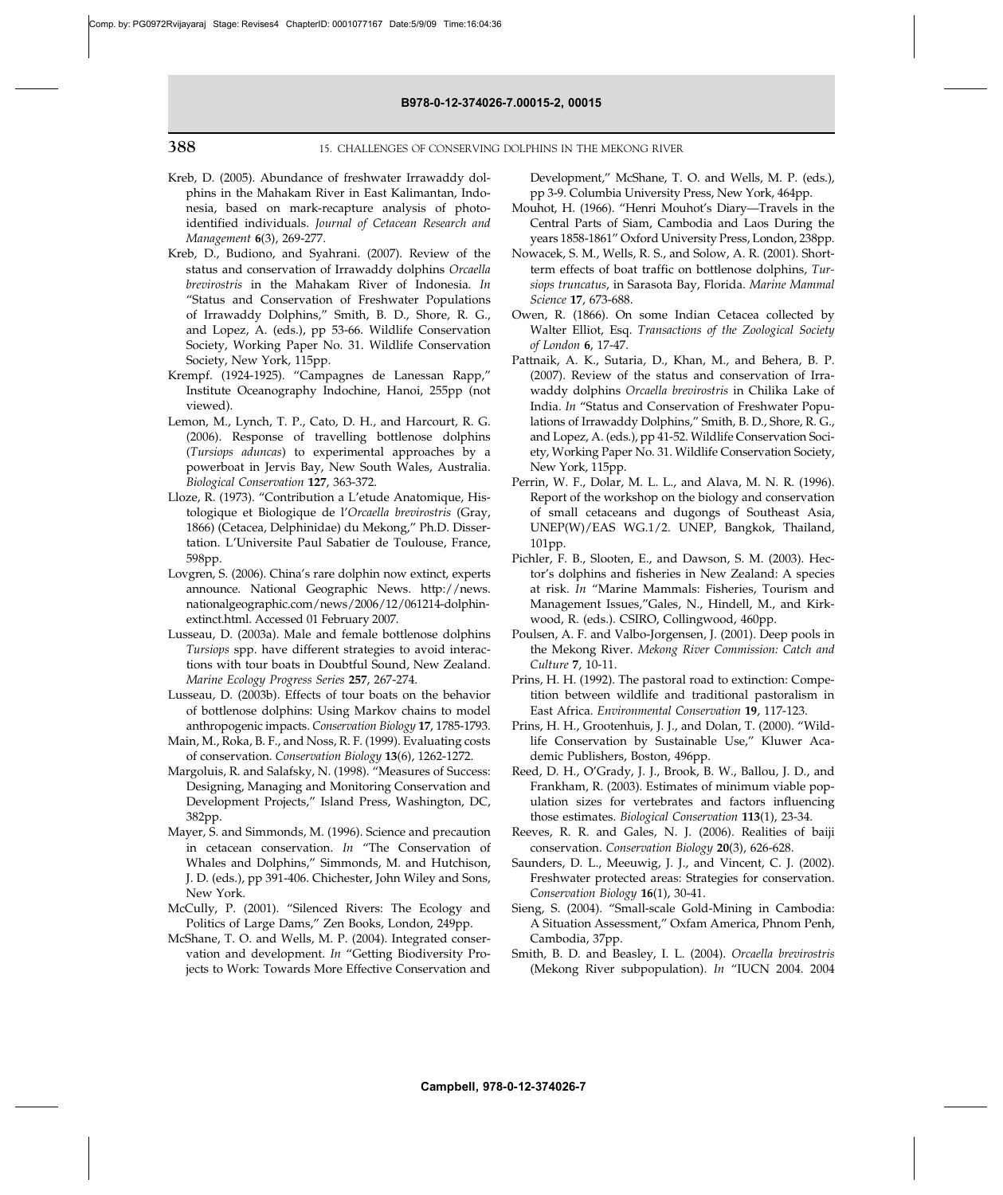Kreb, D. (2005). Abundance of freshwater Irrawaddy dolphins in the Mahakam River in East Kalimantan, Indonesia, based on mark-recapture analysis of photo-identified individuals. *Journal of Cetacean Research and Management* **6**(3), 269-277.

Kreb, D., Budiono, and Syahrani. (2007). Review of the status and conservation of Irrawaddy dolphins *Orcaella brevirostris* in the Mahakam River of Indonesia. *In* "Status and Conservation of Freshwater Populations of Irrawaddy Dolphins," Smith, B. D., Shore, R. G., and Lopez, A. (eds.), pp 53-66. Wildlife Conservation Society, Working Paper No. 31. Wildlife Conservation Society, New York, 115pp.

Krempf. (1924-1925). "Campagnes de Lanessan Rapp," Institute Oceanography Indochine, Hanoi, 255pp (not viewed).

Lemon, M., Lynch, T. P., Cato, D. H., and Harcourt, R. G. (2006). Response of travelling bottlenose dolphins (*Tursiops aduncas*) to experimental approaches by a powerboat in Jervis Bay, New South Wales, Australia. *Biological Conservation* **127**, 363-372.

Lloze, R. (1973). "Contribution a L'etude Anatomique, Histologique et Biologique de l'*Orcaella brevirostris* (Gray, 1866) (Cetacea, Delphinidae) du Mekong," Ph.D. Dissertation. L'Universite Paul Sabatier de Toulouse, France, 598pp.

Lovgren, S. (2006). China's rare dolphin now extinct, experts announce. National Geographic News. http://news.nationalgeographic.com/news/2006/12/061214-dolphin-extinct.html. Accessed 01 February 2007.

Lusseau, D. (2003a). Male and female bottlenose dolphins *Tursiops* spp. have different strategies to avoid interactions with tour boats in Doubtful Sound, New Zealand. *Marine Ecology Progress Series* **257**, 267-274.

Lusseau, D. (2003b). Effects of tour boats on the behavior of bottlenose dolphins: Using Markov chains to model anthropogenic impacts. *Conservation Biology* **17**, 1785-1793.

Main, M., Roka, B. F., and Noss, R. F. (1999). Evaluating costs of conservation. *Conservation Biology* **13**(6), 1262-1272.

Margoluis, R. and Salafsky, N. (1998). "Measures of Success: Designing, Managing and Monitoring Conservation and Development Projects," Island Press, Washington, DC, 382pp.

Mayer, S. and Simmonds, M. (1996). Science and precaution in cetacean conservation. *In* "The Conservation of Whales and Dolphins," Simmonds, M. and Hutchison, J. D. (eds.), pp 391-406. Chichester, John Wiley and Sons, New York.

McCully, P. (2001). "Silenced Rivers: The Ecology and Politics of Large Dams," Zen Books, London, 249pp.

McShane, T. O. and Wells, M. P. (2004). Integrated conservation and development. *In* "Getting Biodiversity Projects to Work: Towards More Effective Conservation and Development," McShane, T. O. and Wells, M. P. (eds.), pp 3-9. Columbia University Press, New York, 464pp.

Mouhot, H. (1966). "Henri Mouhot's Diary—Travels in the Central Parts of Siam, Cambodia and Laos During the years 1858-1861" Oxford University Press, London, 238pp.

Nowacek, S. M., Wells, R. S., and Solow, A. R. (2001). Short-term effects of boat traffic on bottlenose dolphins, *Tursiops truncatus*, in Sarasota Bay, Florida. *Marine Mammal Science* **17**, 673-688.

Owen, R. (1866). On some Indian Cetacea collected by Walter Elliot, Esq. *Transactions of the Zoological Society of London* **6**, 17-47.

Pattnaik, A. K., Sutaria, D., Khan, M., and Behera, B. P. (2007). Review of the status and conservation of Irrawaddy dolphins *Orcaella brevirostris* in Chilika Lake of India. *In* "Status and Conservation of Freshwater Populations of Irrawaddy Dolphins," Smith, B. D., Shore, R. G., and Lopez, A. (eds.), pp 41-52. Wildlife Conservation Society, Working Paper No. 31. Wildlife Conservation Society, New York, 115pp.

Perrin, W. F., Dolar, M. L. L., and Alava, M. N. R. (1996). Report of the workshop on the biology and conservation of small cetaceans and dugongs of Southeast Asia, UNEP(W)/EAS WG.1/2. UNEP, Bangkok, Thailand, 101pp.

Pichler, F. B., Slooten, E., and Dawson, S. M. (2003). Hector's dolphins and fisheries in New Zealand: A species at risk. *In* "Marine Mammals: Fisheries, Tourism and Management Issues,"Gales, N., Hindell, M., and Kirkwood, R. (eds.). CSIRO, Collingwood, 460pp.

Poulsen, A. F. and Valbo-Jorgensen, J. (2001). Deep pools in the Mekong River. *Mekong River Commission: Catch and Culture* **7**, 10-11.

Prins, H. H. (1992). The pastoral road to extinction: Competition between wildlife and traditional pastoralism in East Africa. *Environmental Conservation* **19**, 117-123.

Prins, H. H., Grootenhuis, J. J., and Dolan, T. (2000). "Wildlife Conservation by Sustainable Use," Kluwer Academic Publishers, Boston, 496pp.

Reed, D. H., O'Grady, J. J., Brook, B. W., Ballou, J. D., and Frankham, R. (2003). Estimates of minimum viable population sizes for vertebrates and factors influencing those estimates. *Biological Conservation* **113**(1), 23-34.

Reeves, R. R. and Gales, N. J. (2006). Realities of baiji conservation. *Conservation Biology* **20**(3), 626-628.

Saunders, D. L., Meeuwig, J. J., and Vincent, C. J. (2002). Freshwater protected areas: Strategies for conservation. *Conservation Biology* **16**(1), 30-41.

Sieng, S. (2004). "Small-scale Gold-Mining in Cambodia: A Situation Assessment," Oxfam America, Phnom Penh, Cambodia, 37pp.

Smith, B. D. and Beasley, I. L. (2004). *Orcaella brevirostris* (Mekong River subpopulation). *In* "IUCN 2004. 2004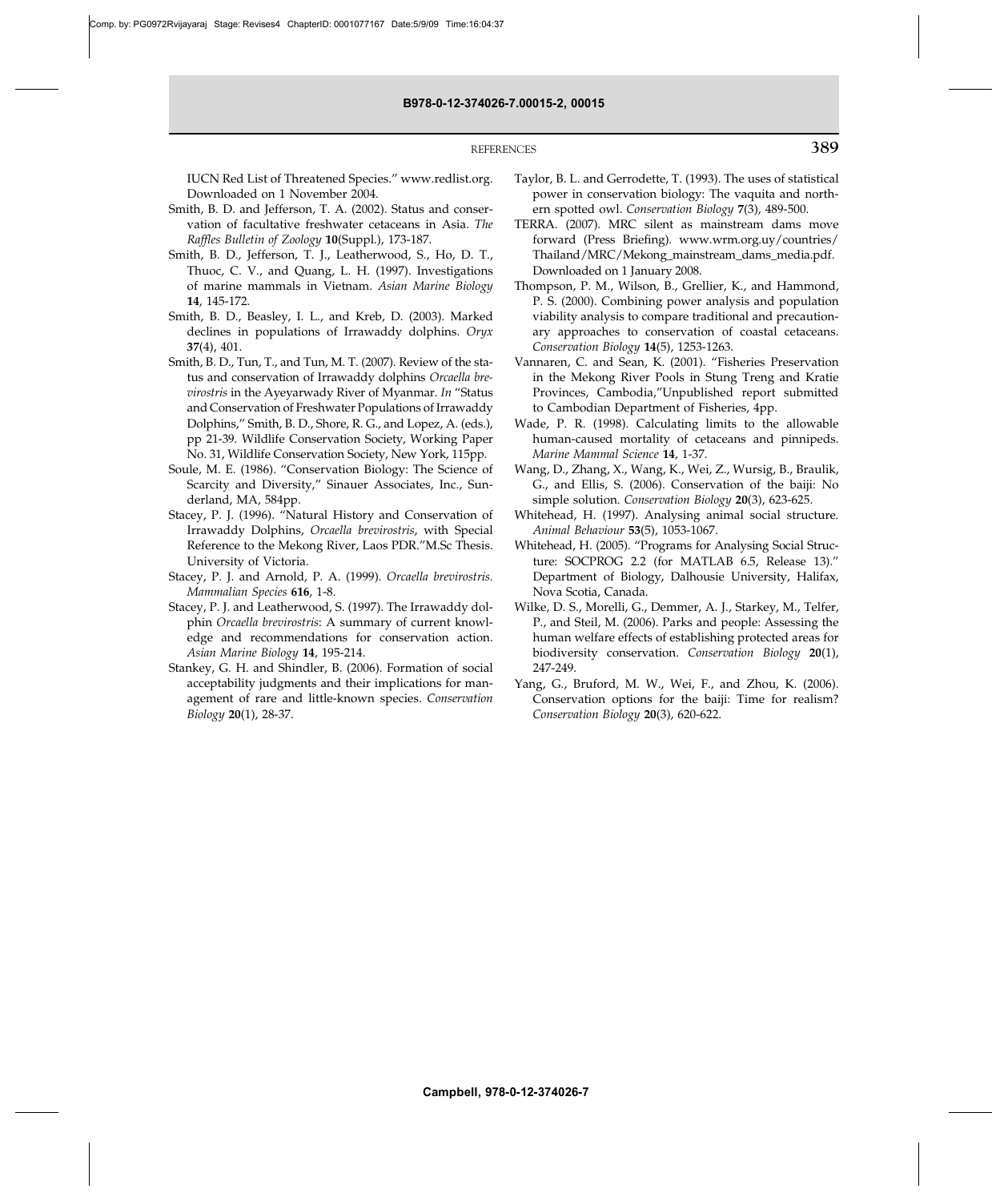IUCN Red List of Threatened Species." www.redlist.org. Downloaded on 1 November 2004.

Smith, B. D. and Jefferson, T. A. (2002). Status and conservation of facultative freshwater cetaceans in Asia. *The Raffles Bulletin of Zoology* **10**(Suppl.), 173-187.

Smith, B. D., Jefferson, T. J., Leatherwood, S., Ho, D. T., Thuoc, C. V., and Quang, L. H. (1997). Investigations of marine mammals in Vietnam. *Asian Marine Biology* **14**, 145-172.

Smith, B. D., Beasley, I. L., and Kreb, D. (2003). Marked declines in populations of Irrawaddy dolphins. *Oryx* **37**(4), 401.

Smith, B. D., Tun, T., and Tun, M. T. (2007). Review of the status and conservation of Irrawaddy dolphins *Orcaella brevirostris* in the Ayeyarwady River of Myanmar. *In* "Status and Conservation of Freshwater Populations of Irrawaddy Dolphins," Smith, B. D., Shore, R. G., and Lopez, A. (eds.), pp 21-39. Wildlife Conservation Society, Working Paper No. 31, Wildlife Conservation Society, New York, 115pp.

Soule, M. E. (1986). "Conservation Biology: The Science of Scarcity and Diversity," Sinauer Associates, Inc., Sunderland, MA, 584pp.

Stacey, P. J. (1996). "Natural History and Conservation of Irrawaddy Dolphins, *Orcaella brevirostris*, with Special Reference to the Mekong River, Laos PDR."M.Sc Thesis. University of Victoria.

Stacey, P. J. and Arnold, P. A. (1999). *Orcaella brevirostris*. *Mammalian Species* **616**, 1-8.

Stacey, P. J. and Leatherwood, S. (1997). The Irrawaddy dolphin *Orcaella brevirostris*: A summary of current knowledge and recommendations for conservation action. *Asian Marine Biology* **14**, 195-214.

Stankey, G. H. and Shindler, B. (2006). Formation of social acceptability judgments and their implications for management of rare and little-known species. *Conservation Biology* **20**(1), 28-37.

Taylor, B. L. and Gerrodette, T. (1993). The uses of statistical power in conservation biology: The vaquita and northern spotted owl. *Conservation Biology* **7**(3), 489-500.

TERRA. (2007). MRC silent as mainstream dams move forward (Press Briefing). www.wrm.org.uy/countries/Thailand/MRC/Mekong_mainstream_dams_media.pdf. Downloaded on 1 January 2008.

Thompson, P. M., Wilson, B., Grellier, K., and Hammond, P. S. (2000). Combining power analysis and population viability analysis to compare traditional and precautionary approaches to conservation of coastal cetaceans. *Conservation Biology* **14**(5), 1253-1263.

Vannaren, C. and Sean, K. (2001). "Fisheries Preservation in the Mekong River Pools in Stung Treng and Kratie Provinces, Cambodia,"Unpublished report submitted to Cambodian Department of Fisheries, 4pp.

Wade, P. R. (1998). Calculating limits to the allowable human-caused mortality of cetaceans and pinnipeds. *Marine Mammal Science* **14**, 1-37.

Wang, D., Zhang, X., Wang, K., Wei, Z., Wursig, B., Braulik, G., and Ellis, S. (2006). Conservation of the baiji: No simple solution. *Conservation Biology* **20**(3), 623-625.

Whitehead, H. (1997). Analysing animal social structure. *Animal Behaviour* **53**(5), 1053-1067.

Whitehead, H. (2005). "Programs for Analysing Social Structure: SOCPROG 2.2 (for MATLAB 6.5, Release 13)." Department of Biology, Dalhousie University, Halifax, Nova Scotia, Canada.

Wilke, D. S., Morelli, G., Demmer, A. J., Starkey, M., Telfer, P., and Steil, M. (2006). Parks and people: Assessing the human welfare effects of establishing protected areas for biodiversity conservation. *Conservation Biology* **20**(1), 247-249.

Yang, G., Bruford, M. W., Wei, F., and Zhou, K. (2006). Conservation options for the baiji: Time for realism? *Conservation Biology* **20**(3), 620-622.